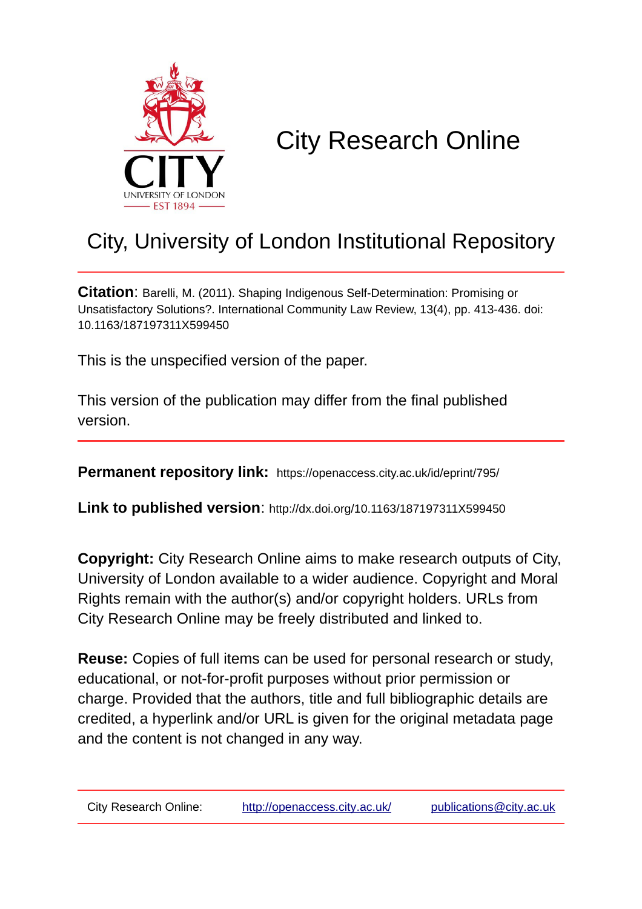# City Research Online

## City, University of London Institutional Repository

**Citation**: Barelli, M. (2011). Shaping Indigenous Self-Determination: Promising or Unsatisfactory Solutions?. International Community Law Review, 13(4), pp. 413-436. doi: 10.1163/187197311X599450

This is the unspecified version of the paper.

This version of the publication may differ from the final published version.

**Permanent repository link:** https://openaccess.city.ac.uk/id/eprint/795/

**Link to published version**: http://dx.doi.org/10.1163/187197311X599450

**Copyright:** City Research Online aims to make research outputs of City, University of London available to a wider audience. Copyright and Moral Rights remain with the author(s) and/or copyright holders. URLs from City Research Online may be freely distributed and linked to.

**Reuse:** Copies of full items can be used for personal research or study, educational, or not-for-profit purposes without prior permission or charge. Provided that the authors, title and full bibliographic details are credited, a hyperlink and/or URL is given for the original metadata page and the content is not changed in any way.

City Research Online: http://openaccess.city.ac.uk/ publications@city.ac.uk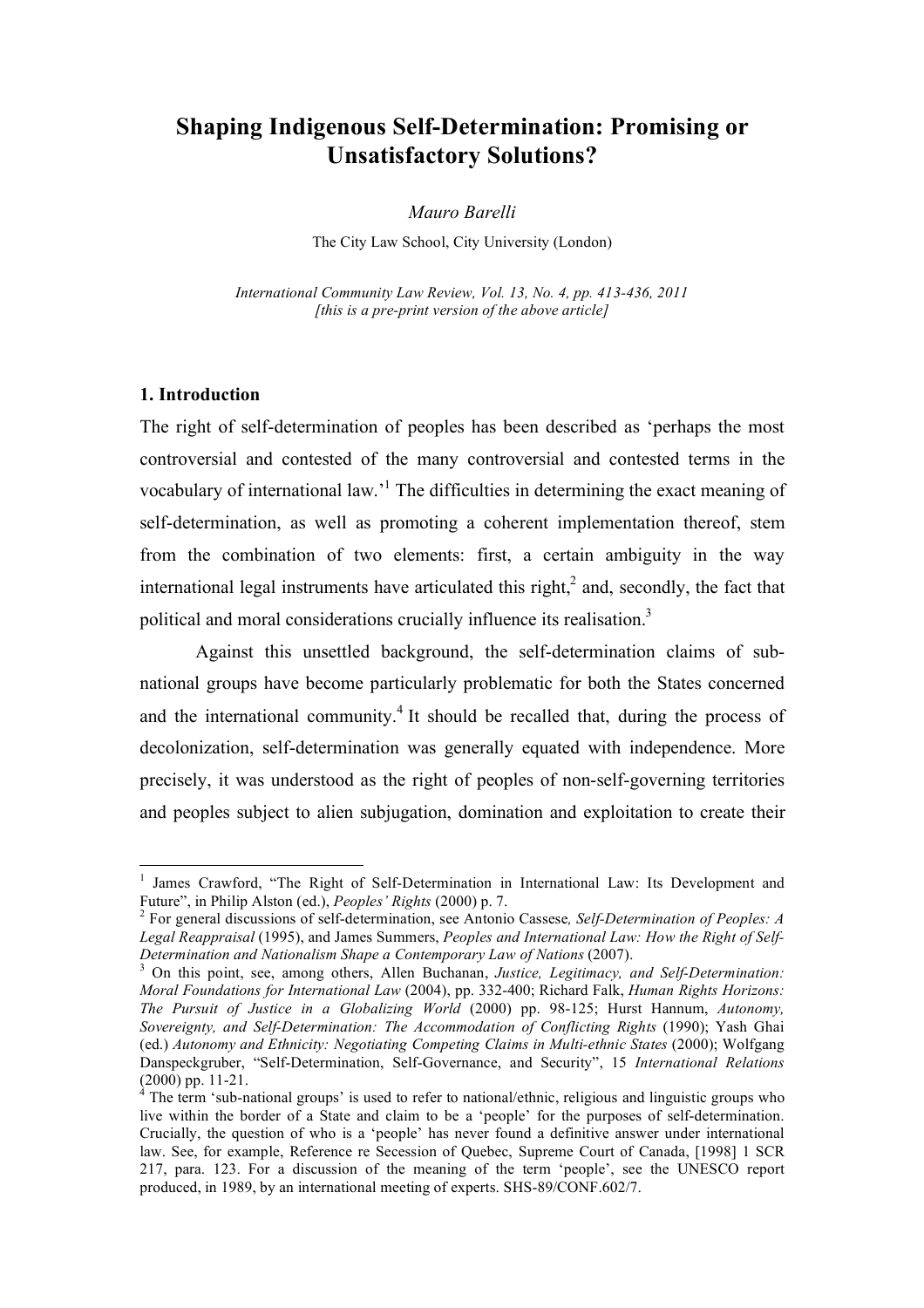# Shaping Indigenous Self-Determination: Promising or Unsatisfactory Solutions?

*Mauro Barelli*

The City Law School, City University (London)

*International Community Law Review, Vol. 13, No. 4, pp. 413-436, 2011*
*[this is a pre-print version of the above article]*

## 1. Introduction

The right of self-determination of peoples has been described as 'perhaps the most controversial and contested of the many controversial and contested terms in the vocabulary of international law.'[1] The difficulties in determining the exact meaning of self-determination, as well as promoting a coherent implementation thereof, stem from the combination of two elements: first, a certain ambiguity in the way international legal instruments have articulated this right,[2] and, secondly, the fact that political and moral considerations crucially influence its realisation.[3]

Against this unsettled background, the self-determination claims of sub-national groups have become particularly problematic for both the States concerned and the international community.[4] It should be recalled that, during the process of decolonization, self-determination was generally equated with independence. More precisely, it was understood as the right of peoples of non-self-governing territories and peoples subject to alien subjugation, domination and exploitation to create their

---

[1] James Crawford, "The Right of Self-Determination in International Law: Its Development and Future", in Philip Alston (ed.), *Peoples' Rights* (2000) p. 7.

[2] For general discussions of self-determination, see Antonio Cassese*, Self-Determination of Peoples: A Legal Reappraisal* (1995), and James Summers, *Peoples and International Law: How the Right of Self-Determination and Nationalism Shape a Contemporary Law of Nations* (2007).

[3] On this point, see, among others, Allen Buchanan, *Justice, Legitimacy, and Self-Determination: Moral Foundations for International Law* (2004), pp. 332-400; Richard Falk, *Human Rights Horizons: The Pursuit of Justice in a Globalizing World* (2000) pp. 98-125; Hurst Hannum, *Autonomy, Sovereignty, and Self-Determination: The Accommodation of Conflicting Rights* (1990); Yash Ghai (ed.) *Autonomy and Ethnicity: Negotiating Competing Claims in Multi-ethnic States* (2000); Wolfgang Danspeckgruber, "Self-Determination, Self-Governance, and Security", 15 *International Relations* (2000) pp. 11-21.

[4] The term 'sub-national groups' is used to refer to national/ethnic, religious and linguistic groups who live within the border of a State and claim to be a 'people' for the purposes of self-determination. Crucially, the question of who is a 'people' has never found a definitive answer under international law. See, for example, Reference re Secession of Quebec, Supreme Court of Canada, [1998] 1 SCR 217, para. 123. For a discussion of the meaning of the term 'people', see the UNESCO report produced, in 1989, by an international meeting of experts. SHS-89/CONF.602/7.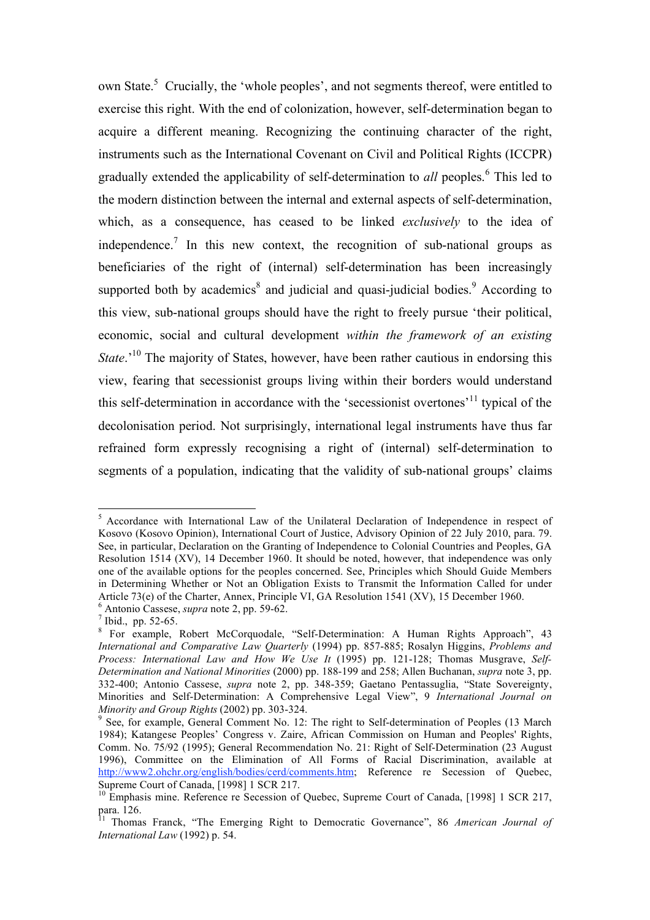own State.[5] Crucially, the 'whole peoples', and not segments thereof, were entitled to exercise this right. With the end of colonization, however, self-determination began to acquire a different meaning. Recognizing the continuing character of the right, instruments such as the International Covenant on Civil and Political Rights (ICCPR) gradually extended the applicability of self-determination to *all* peoples.[6] This led to the modern distinction between the internal and external aspects of self-determination, which, as a consequence, has ceased to be linked *exclusively* to the idea of independence.[7] In this new context, the recognition of sub-national groups as beneficiaries of the right of (internal) self-determination has been increasingly supported both by academics[8] and judicial and quasi-judicial bodies.[9] According to this view, sub-national groups should have the right to freely pursue 'their political, economic, social and cultural development *within the framework of an existing State*.'[10] The majority of States, however, have been rather cautious in endorsing this view, fearing that secessionist groups living within their borders would understand this self-determination in accordance with the 'secessionist overtones'[11] typical of the decolonisation period. Not surprisingly, international legal instruments have thus far refrained form expressly recognising a right of (internal) self-determination to segments of a population, indicating that the validity of sub-national groups' claims

---

[5] Accordance with International Law of the Unilateral Declaration of Independence in respect of Kosovo (Kosovo Opinion), International Court of Justice, Advisory Opinion of 22 July 2010, para. 79. See, in particular, Declaration on the Granting of Independence to Colonial Countries and Peoples, GA Resolution 1514 (XV), 14 December 1960. It should be noted, however, that independence was only one of the available options for the peoples concerned. See, Principles which Should Guide Members in Determining Whether or Not an Obligation Exists to Transmit the Information Called for under Article 73(e) of the Charter, Annex, Principle VI, GA Resolution 1541 (XV), 15 December 1960.

[6] Antonio Cassese, *supra* note 2, pp. 59-62.

[7] Ibid., pp. 52-65.

[8] For example, Robert McCorquodale, "Self-Determination: A Human Rights Approach", 43 *International and Comparative Law Quarterly* (1994) pp. 857-885; Rosalyn Higgins, *Problems and Process: International Law and How We Use It* (1995) pp. 121-128; Thomas Musgrave, *Self-Determination and National Minorities* (2000) pp. 188-199 and 258; Allen Buchanan, *supra* note 3, pp. 332-400; Antonio Cassese, *supra* note 2, pp. 348-359; Gaetano Pentassuglia, "State Sovereignty, Minorities and Self-Determination: A Comprehensive Legal View", 9 *International Journal on Minority and Group Rights* (2002) pp. 303-324.

[9] See, for example, General Comment No. 12: The right to Self-determination of Peoples (13 March 1984); Katangese Peoples' Congress v. Zaire, African Commission on Human and Peoples' Rights, Comm. No. 75/92 (1995); General Recommendation No. 21: Right of Self-Determination (23 August 1996), Committee on the Elimination of All Forms of Racial Discrimination, available at http://www2.ohchr.org/english/bodies/cerd/comments.htm; Reference re Secession of Quebec, Supreme Court of Canada, [1998] 1 SCR 217.

[10] Emphasis mine. Reference re Secession of Quebec, Supreme Court of Canada, [1998] 1 SCR 217, para. 126.

[11] Thomas Franck, "The Emerging Right to Democratic Governance", 86 *American Journal of International Law* (1992) p. 54.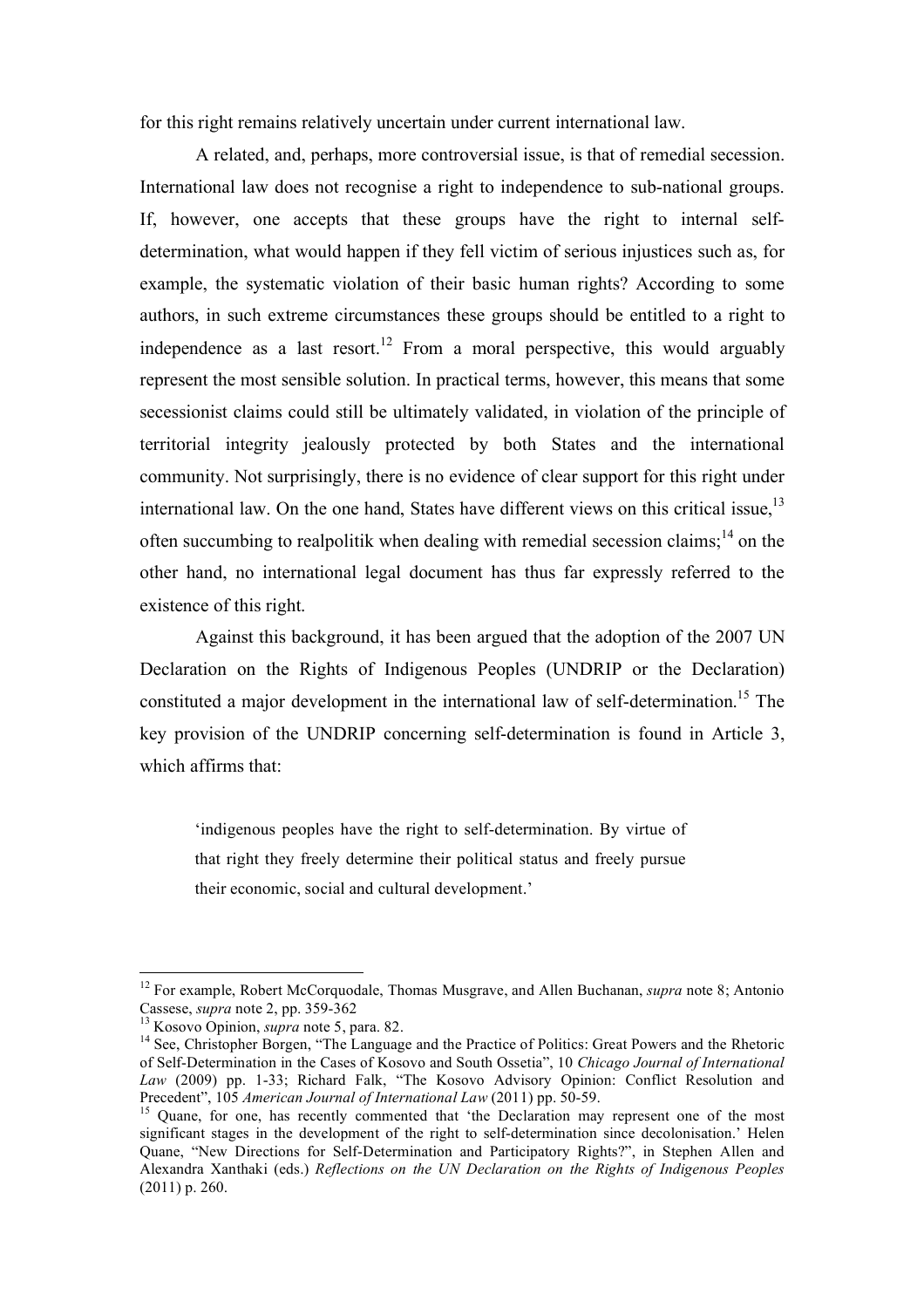for this right remains relatively uncertain under current international law.

A related, and, perhaps, more controversial issue, is that of remedial secession. International law does not recognise a right to independence to sub-national groups. If, however, one accepts that these groups have the right to internal self-determination, what would happen if they fell victim of serious injustices such as, for example, the systematic violation of their basic human rights? According to some authors, in such extreme circumstances these groups should be entitled to a right to independence as a last resort.[12] From a moral perspective, this would arguably represent the most sensible solution. In practical terms, however, this means that some secessionist claims could still be ultimately validated, in violation of the principle of territorial integrity jealously protected by both States and the international community. Not surprisingly, there is no evidence of clear support for this right under international law. On the one hand, States have different views on this critical issue,[13] often succumbing to realpolitik when dealing with remedial secession claims;[14] on the other hand, no international legal document has thus far expressly referred to the existence of this right.

Against this background, it has been argued that the adoption of the 2007 UN Declaration on the Rights of Indigenous Peoples (UNDRIP or the Declaration) constituted a major development in the international law of self-determination.[15] The key provision of the UNDRIP concerning self-determination is found in Article 3, which affirms that:

> 'indigenous peoples have the right to self-determination. By virtue of that right they freely determine their political status and freely pursue their economic, social and cultural development.'

---

[12] For example, Robert McCorquodale, Thomas Musgrave, and Allen Buchanan, *supra* note 8; Antonio Cassese, *supra* note 2, pp. 359-362

[13] Kosovo Opinion, *supra* note 5, para. 82.

[14] See, Christopher Borgen, "The Language and the Practice of Politics: Great Powers and the Rhetoric of Self-Determination in the Cases of Kosovo and South Ossetia", 10 *Chicago Journal of International Law* (2009) pp. 1-33; Richard Falk, "The Kosovo Advisory Opinion: Conflict Resolution and Precedent", 105 *American Journal of International Law* (2011) pp. 50-59.

[15] Quane, for one, has recently commented that 'the Declaration may represent one of the most significant stages in the development of the right to self-determination since decolonisation.' Helen Quane, "New Directions for Self-Determination and Participatory Rights?", in Stephen Allen and Alexandra Xanthaki (eds.) *Reflections on the UN Declaration on the Rights of Indigenous Peoples* (2011) p. 260.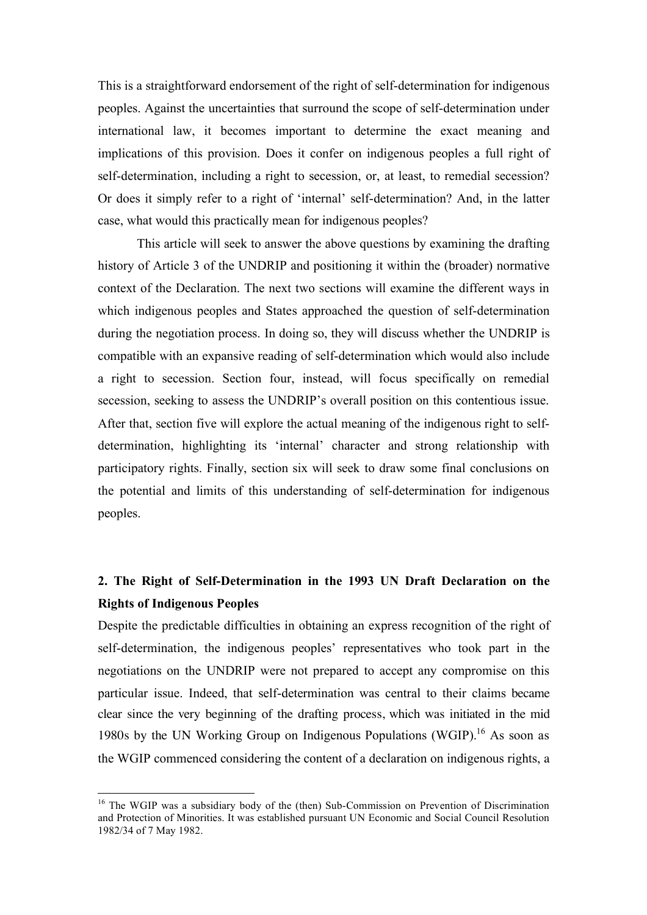This is a straightforward endorsement of the right of self-determination for indigenous peoples. Against the uncertainties that surround the scope of self-determination under international law, it becomes important to determine the exact meaning and implications of this provision. Does it confer on indigenous peoples a full right of self-determination, including a right to secession, or, at least, to remedial secession? Or does it simply refer to a right of 'internal' self-determination? And, in the latter case, what would this practically mean for indigenous peoples?

This article will seek to answer the above questions by examining the drafting history of Article 3 of the UNDRIP and positioning it within the (broader) normative context of the Declaration. The next two sections will examine the different ways in which indigenous peoples and States approached the question of self-determination during the negotiation process. In doing so, they will discuss whether the UNDRIP is compatible with an expansive reading of self-determination which would also include a right to secession. Section four, instead, will focus specifically on remedial secession, seeking to assess the UNDRIP's overall position on this contentious issue. After that, section five will explore the actual meaning of the indigenous right to self-determination, highlighting its 'internal' character and strong relationship with participatory rights. Finally, section six will seek to draw some final conclusions on the potential and limits of this understanding of self-determination for indigenous peoples.

## 2. The Right of Self-Determination in the 1993 UN Draft Declaration on the Rights of Indigenous Peoples

Despite the predictable difficulties in obtaining an express recognition of the right of self-determination, the indigenous peoples' representatives who took part in the negotiations on the UNDRIP were not prepared to accept any compromise on this particular issue. Indeed, that self-determination was central to their claims became clear since the very beginning of the drafting process, which was initiated in the mid 1980s by the UN Working Group on Indigenous Populations (WGIP).[16] As soon as the WGIP commenced considering the content of a declaration on indigenous rights, a

[16] The WGIP was a subsidiary body of the (then) Sub-Commission on Prevention of Discrimination and Protection of Minorities. It was established pursuant UN Economic and Social Council Resolution 1982/34 of 7 May 1982.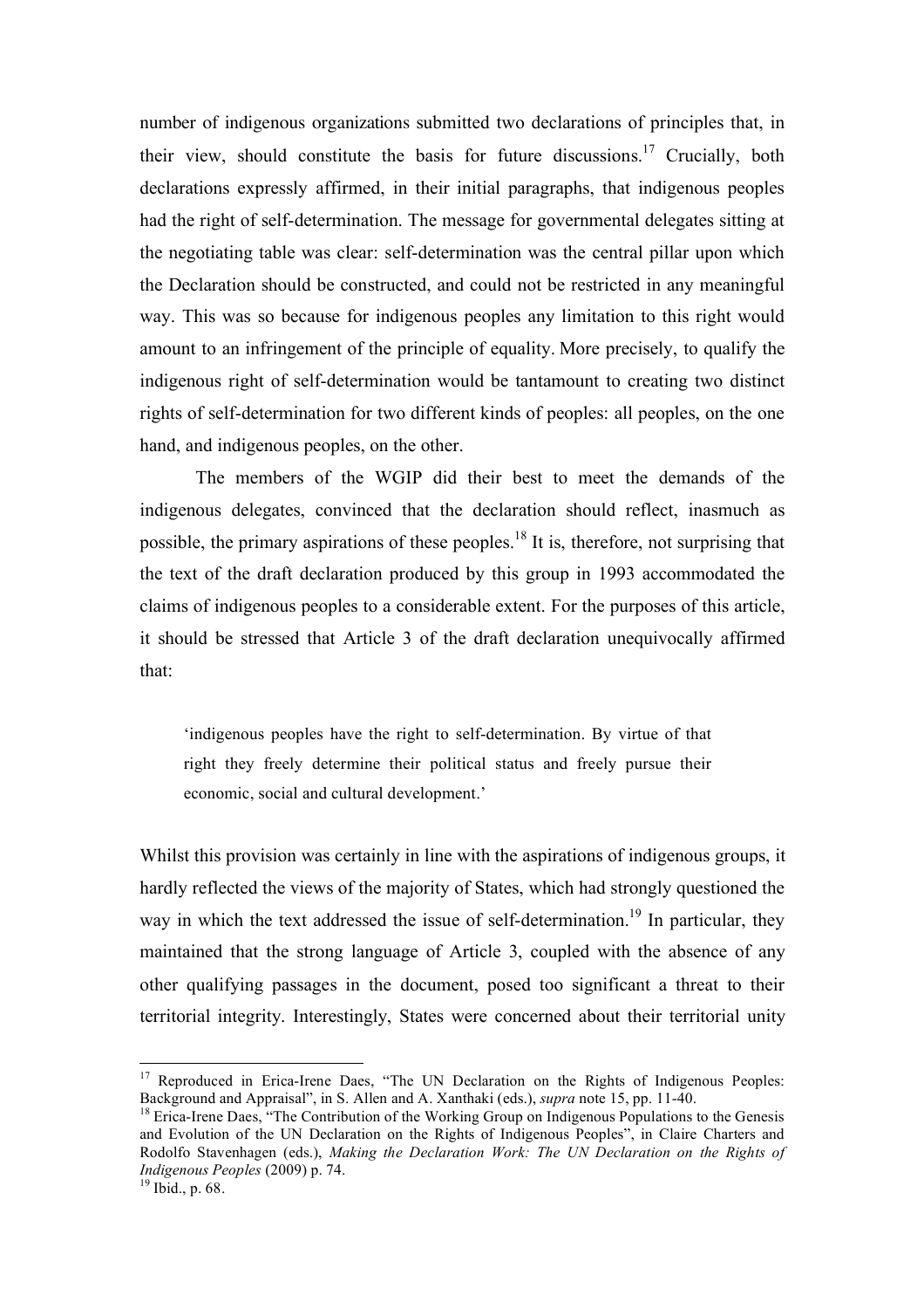number of indigenous organizations submitted two declarations of principles that, in their view, should constitute the basis for future discussions.[17] Crucially, both declarations expressly affirmed, in their initial paragraphs, that indigenous peoples had the right of self-determination. The message for governmental delegates sitting at the negotiating table was clear: self-determination was the central pillar upon which the Declaration should be constructed, and could not be restricted in any meaningful way. This was so because for indigenous peoples any limitation to this right would amount to an infringement of the principle of equality. More precisely, to qualify the indigenous right of self-determination would be tantamount to creating two distinct rights of self-determination for two different kinds of peoples: all peoples, on the one hand, and indigenous peoples, on the other.

The members of the WGIP did their best to meet the demands of the indigenous delegates, convinced that the declaration should reflect, inasmuch as possible, the primary aspirations of these peoples.[18] It is, therefore, not surprising that the text of the draft declaration produced by this group in 1993 accommodated the claims of indigenous peoples to a considerable extent. For the purposes of this article, it should be stressed that Article 3 of the draft declaration unequivocally affirmed that:

> 'indigenous peoples have the right to self-determination. By virtue of that right they freely determine their political status and freely pursue their economic, social and cultural development.'

Whilst this provision was certainly in line with the aspirations of indigenous groups, it hardly reflected the views of the majority of States, which had strongly questioned the way in which the text addressed the issue of self-determination.[19] In particular, they maintained that the strong language of Article 3, coupled with the absence of any other qualifying passages in the document, posed too significant a threat to their territorial integrity. Interestingly, States were concerned about their territorial unity

---

[17] Reproduced in Erica-Irene Daes, "The UN Declaration on the Rights of Indigenous Peoples: Background and Appraisal", in S. Allen and A. Xanthaki (eds.), *supra* note 15, pp. 11-40.

[18] Erica-Irene Daes, "The Contribution of the Working Group on Indigenous Populations to the Genesis and Evolution of the UN Declaration on the Rights of Indigenous Peoples", in Claire Charters and Rodolfo Stavenhagen (eds.), *Making the Declaration Work: The UN Declaration on the Rights of Indigenous Peoples* (2009) p. 74.

[19] Ibid., p. 68.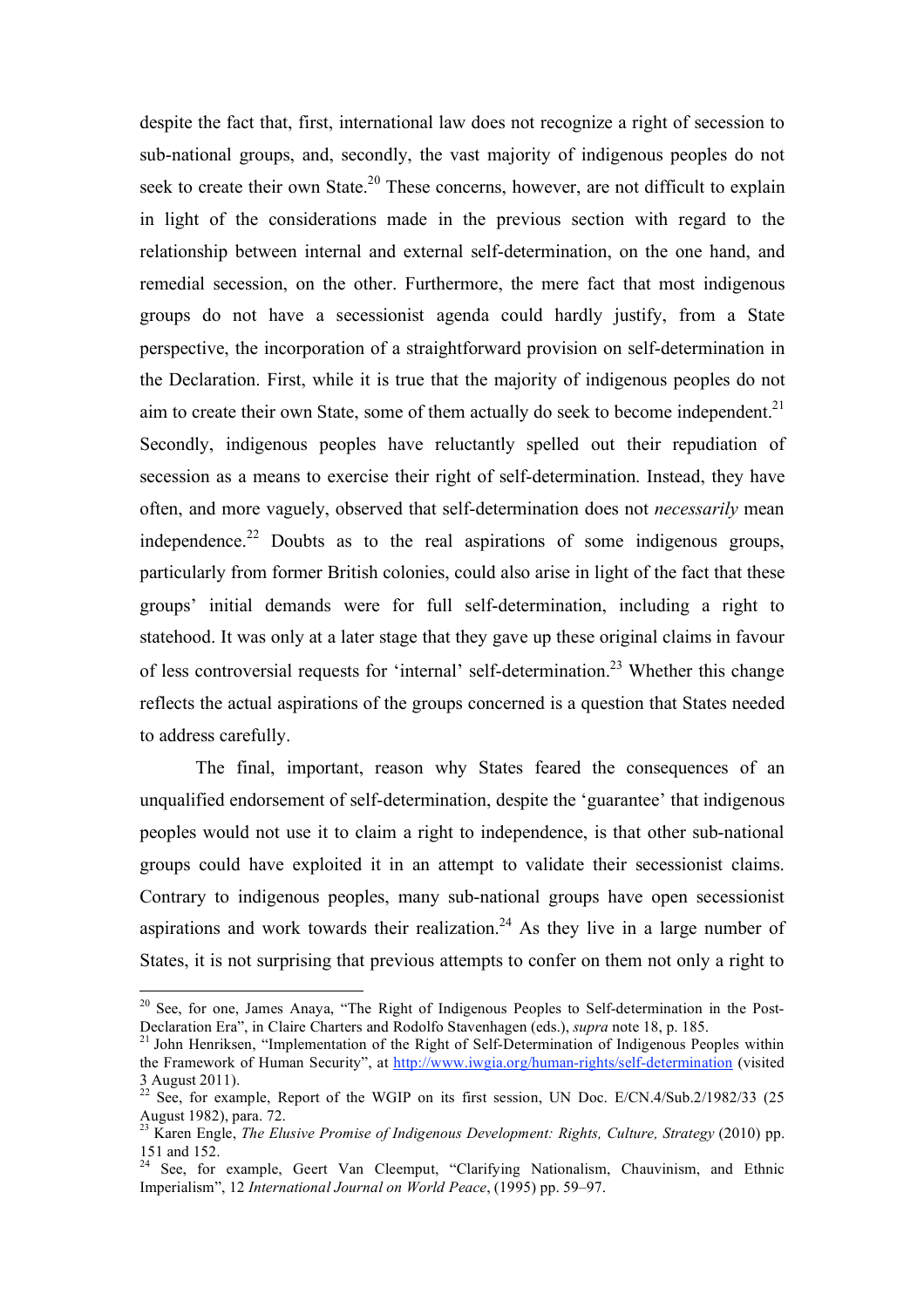despite the fact that, first, international law does not recognize a right of secession to sub-national groups, and, secondly, the vast majority of indigenous peoples do not seek to create their own State.[20] These concerns, however, are not difficult to explain in light of the considerations made in the previous section with regard to the relationship between internal and external self-determination, on the one hand, and remedial secession, on the other. Furthermore, the mere fact that most indigenous groups do not have a secessionist agenda could hardly justify, from a State perspective, the incorporation of a straightforward provision on self-determination in the Declaration. First, while it is true that the majority of indigenous peoples do not aim to create their own State, some of them actually do seek to become independent.[21] Secondly, indigenous peoples have reluctantly spelled out their repudiation of secession as a means to exercise their right of self-determination. Instead, they have often, and more vaguely, observed that self-determination does not *necessarily* mean independence.[22] Doubts as to the real aspirations of some indigenous groups, particularly from former British colonies, could also arise in light of the fact that these groups' initial demands were for full self-determination, including a right to statehood. It was only at a later stage that they gave up these original claims in favour of less controversial requests for 'internal' self-determination.[23] Whether this change reflects the actual aspirations of the groups concerned is a question that States needed to address carefully.

The final, important, reason why States feared the consequences of an unqualified endorsement of self-determination, despite the 'guarantee' that indigenous peoples would not use it to claim a right to independence, is that other sub-national groups could have exploited it in an attempt to validate their secessionist claims. Contrary to indigenous peoples, many sub-national groups have open secessionist aspirations and work towards their realization.[24] As they live in a large number of States, it is not surprising that previous attempts to confer on them not only a right to

---

[20] See, for one, James Anaya, "The Right of Indigenous Peoples to Self-determination in the Post-Declaration Era", in Claire Charters and Rodolfo Stavenhagen (eds.), *supra* note 18, p. 185.

[21] John Henriksen, "Implementation of the Right of Self-Determination of Indigenous Peoples within the Framework of Human Security", at http://www.iwgia.org/human-rights/self-determination (visited 3 August 2011).

[22] See, for example, Report of the WGIP on its first session, UN Doc. E/CN.4/Sub.2/1982/33 (25 August 1982), para. 72.

[23] Karen Engle, *The Elusive Promise of Indigenous Development: Rights, Culture, Strategy* (2010) pp. 151 and 152.

[24] See, for example, Geert Van Cleemput, "Clarifying Nationalism, Chauvinism, and Ethnic Imperialism", 12 *International Journal on World Peace*, (1995) pp. 59–97.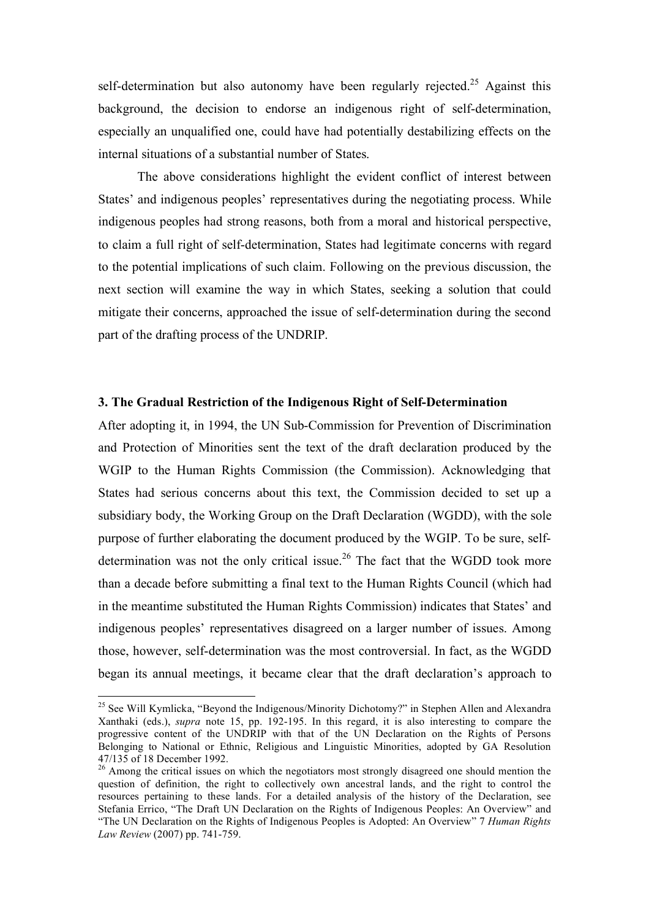self-determination but also autonomy have been regularly rejected.[25] Against this background, the decision to endorse an indigenous right of self-determination, especially an unqualified one, could have had potentially destabilizing effects on the internal situations of a substantial number of States.

The above considerations highlight the evident conflict of interest between States' and indigenous peoples' representatives during the negotiating process. While indigenous peoples had strong reasons, both from a moral and historical perspective, to claim a full right of self-determination, States had legitimate concerns with regard to the potential implications of such claim. Following on the previous discussion, the next section will examine the way in which States, seeking a solution that could mitigate their concerns, approached the issue of self-determination during the second part of the drafting process of the UNDRIP.

### 3. The Gradual Restriction of the Indigenous Right of Self-Determination

After adopting it, in 1994, the UN Sub-Commission for Prevention of Discrimination and Protection of Minorities sent the text of the draft declaration produced by the WGIP to the Human Rights Commission (the Commission). Acknowledging that States had serious concerns about this text, the Commission decided to set up a subsidiary body, the Working Group on the Draft Declaration (WGDD), with the sole purpose of further elaborating the document produced by the WGIP. To be sure, self-determination was not the only critical issue.[26] The fact that the WGDD took more than a decade before submitting a final text to the Human Rights Council (which had in the meantime substituted the Human Rights Commission) indicates that States' and indigenous peoples' representatives disagreed on a larger number of issues. Among those, however, self-determination was the most controversial. In fact, as the WGDD began its annual meetings, it became clear that the draft declaration's approach to

[25] See Will Kymlicka, "Beyond the Indigenous/Minority Dichotomy?" in Stephen Allen and Alexandra Xanthaki (eds.), *supra* note 15, pp. 192-195. In this regard, it is also interesting to compare the progressive content of the UNDRIP with that of the UN Declaration on the Rights of Persons Belonging to National or Ethnic, Religious and Linguistic Minorities, adopted by GA Resolution 47/135 of 18 December 1992.

[26] Among the critical issues on which the negotiators most strongly disagreed one should mention the question of definition, the right to collectively own ancestral lands, and the right to control the resources pertaining to these lands. For a detailed analysis of the history of the Declaration, see Stefania Errico, "The Draft UN Declaration on the Rights of Indigenous Peoples: An Overview" and "The UN Declaration on the Rights of Indigenous Peoples is Adopted: An Overview" 7 *Human Rights Law Review* (2007) pp. 741-759.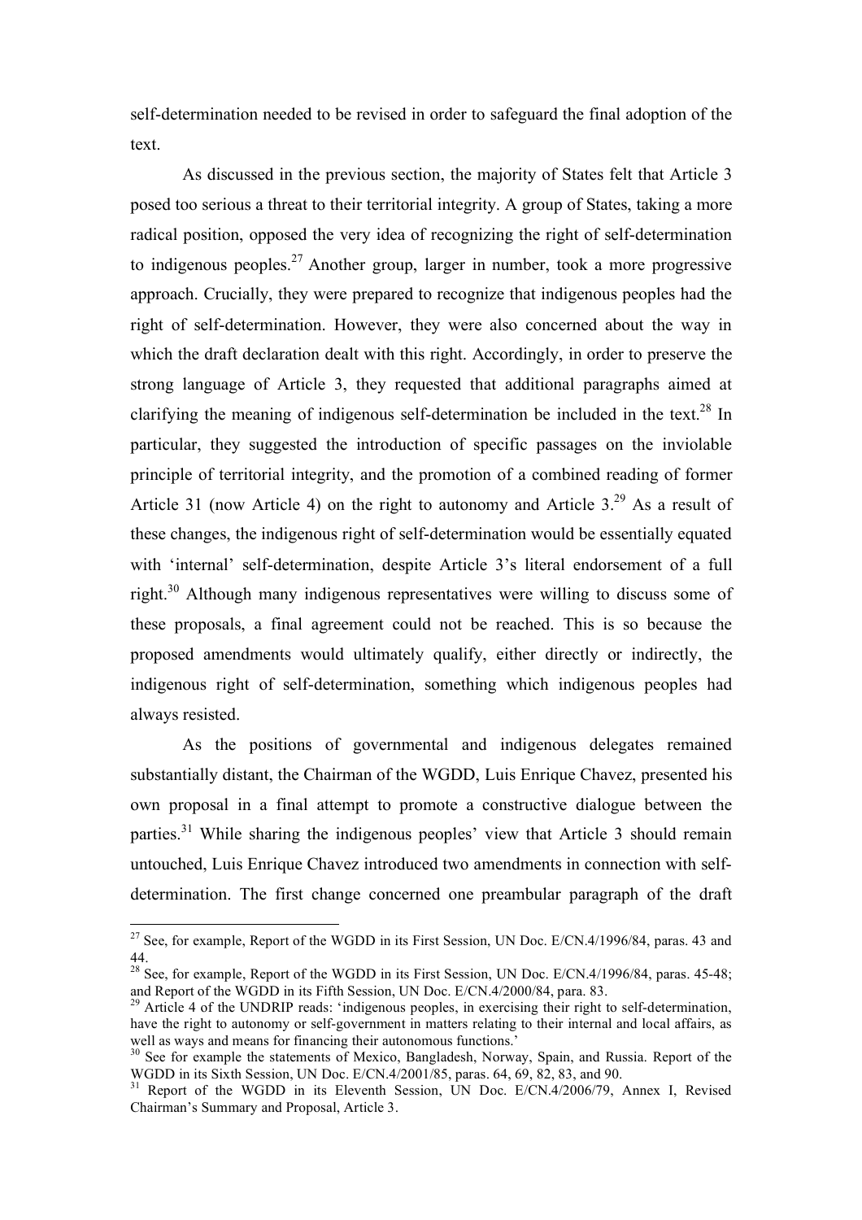self-determination needed to be revised in order to safeguard the final adoption of the text.

As discussed in the previous section, the majority of States felt that Article 3 posed too serious a threat to their territorial integrity. A group of States, taking a more radical position, opposed the very idea of recognizing the right of self-determination to indigenous peoples.[27] Another group, larger in number, took a more progressive approach. Crucially, they were prepared to recognize that indigenous peoples had the right of self-determination. However, they were also concerned about the way in which the draft declaration dealt with this right. Accordingly, in order to preserve the strong language of Article 3, they requested that additional paragraphs aimed at clarifying the meaning of indigenous self-determination be included in the text.[28] In particular, they suggested the introduction of specific passages on the inviolable principle of territorial integrity, and the promotion of a combined reading of former Article 31 (now Article 4) on the right to autonomy and Article 3.[29] As a result of these changes, the indigenous right of self-determination would be essentially equated with 'internal' self-determination, despite Article 3's literal endorsement of a full right.[30] Although many indigenous representatives were willing to discuss some of these proposals, a final agreement could not be reached. This is so because the proposed amendments would ultimately qualify, either directly or indirectly, the indigenous right of self-determination, something which indigenous peoples had always resisted.

As the positions of governmental and indigenous delegates remained substantially distant, the Chairman of the WGDD, Luis Enrique Chavez, presented his own proposal in a final attempt to promote a constructive dialogue between the parties.[31] While sharing the indigenous peoples' view that Article 3 should remain untouched, Luis Enrique Chavez introduced two amendments in connection with self-determination. The first change concerned one preambular paragraph of the draft

---

[27] See, for example, Report of the WGDD in its First Session, UN Doc. E/CN.4/1996/84, paras. 43 and 44.

[28] See, for example, Report of the WGDD in its First Session, UN Doc. E/CN.4/1996/84, paras. 45-48; and Report of the WGDD in its Fifth Session, UN Doc. E/CN.4/2000/84, para. 83.

[29] Article 4 of the UNDRIP reads: 'indigenous peoples, in exercising their right to self-determination, have the right to autonomy or self-government in matters relating to their internal and local affairs, as well as ways and means for financing their autonomous functions.'

[30] See for example the statements of Mexico, Bangladesh, Norway, Spain, and Russia. Report of the WGDD in its Sixth Session, UN Doc. E/CN.4/2001/85, paras. 64, 69, 82, 83, and 90.

[31] Report of the WGDD in its Eleventh Session, UN Doc. E/CN.4/2006/79, Annex I, Revised Chairman's Summary and Proposal, Article 3.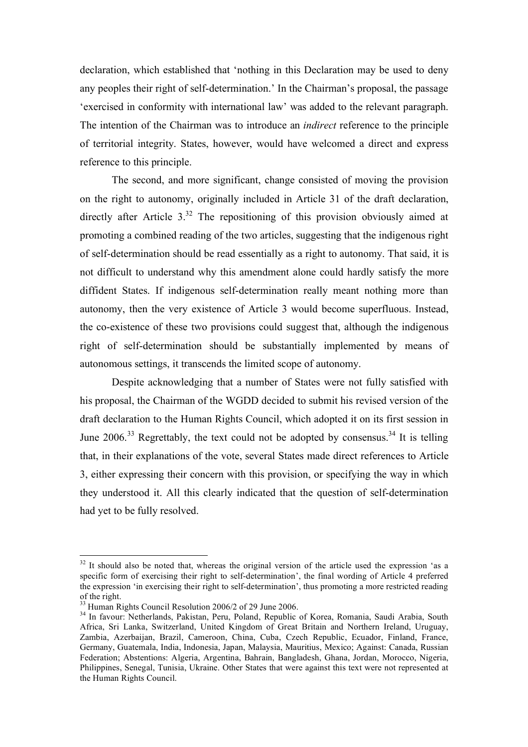declaration, which established that 'nothing in this Declaration may be used to deny any peoples their right of self-determination.' In the Chairman's proposal, the passage 'exercised in conformity with international law' was added to the relevant paragraph. The intention of the Chairman was to introduce an *indirect* reference to the principle of territorial integrity. States, however, would have welcomed a direct and express reference to this principle.

The second, and more significant, change consisted of moving the provision on the right to autonomy, originally included in Article 31 of the draft declaration, directly after Article 3.[32] The repositioning of this provision obviously aimed at promoting a combined reading of the two articles, suggesting that the indigenous right of self-determination should be read essentially as a right to autonomy. That said, it is not difficult to understand why this amendment alone could hardly satisfy the more diffident States. If indigenous self-determination really meant nothing more than autonomy, then the very existence of Article 3 would become superfluous. Instead, the co-existence of these two provisions could suggest that, although the indigenous right of self-determination should be substantially implemented by means of autonomous settings, it transcends the limited scope of autonomy.

Despite acknowledging that a number of States were not fully satisfied with his proposal, the Chairman of the WGDD decided to submit his revised version of the draft declaration to the Human Rights Council, which adopted it on its first session in June 2006.[33] Regrettably, the text could not be adopted by consensus.[34] It is telling that, in their explanations of the vote, several States made direct references to Article 3, either expressing their concern with this provision, or specifying the way in which they understood it. All this clearly indicated that the question of self-determination had yet to be fully resolved.

---

[32] It should also be noted that, whereas the original version of the article used the expression 'as a specific form of exercising their right to self-determination', the final wording of Article 4 preferred the expression 'in exercising their right to self-determination', thus promoting a more restricted reading of the right.

[33] Human Rights Council Resolution 2006/2 of 29 June 2006.

[34] In favour: Netherlands, Pakistan, Peru, Poland, Republic of Korea, Romania, Saudi Arabia, South Africa, Sri Lanka, Switzerland, United Kingdom of Great Britain and Northern Ireland, Uruguay, Zambia, Azerbaijan, Brazil, Cameroon, China, Cuba, Czech Republic, Ecuador, Finland, France, Germany, Guatemala, India, Indonesia, Japan, Malaysia, Mauritius, Mexico; Against: Canada, Russian Federation; Abstentions: Algeria, Argentina, Bahrain, Bangladesh, Ghana, Jordan, Morocco, Nigeria, Philippines, Senegal, Tunisia, Ukraine. Other States that were against this text were not represented at the Human Rights Council.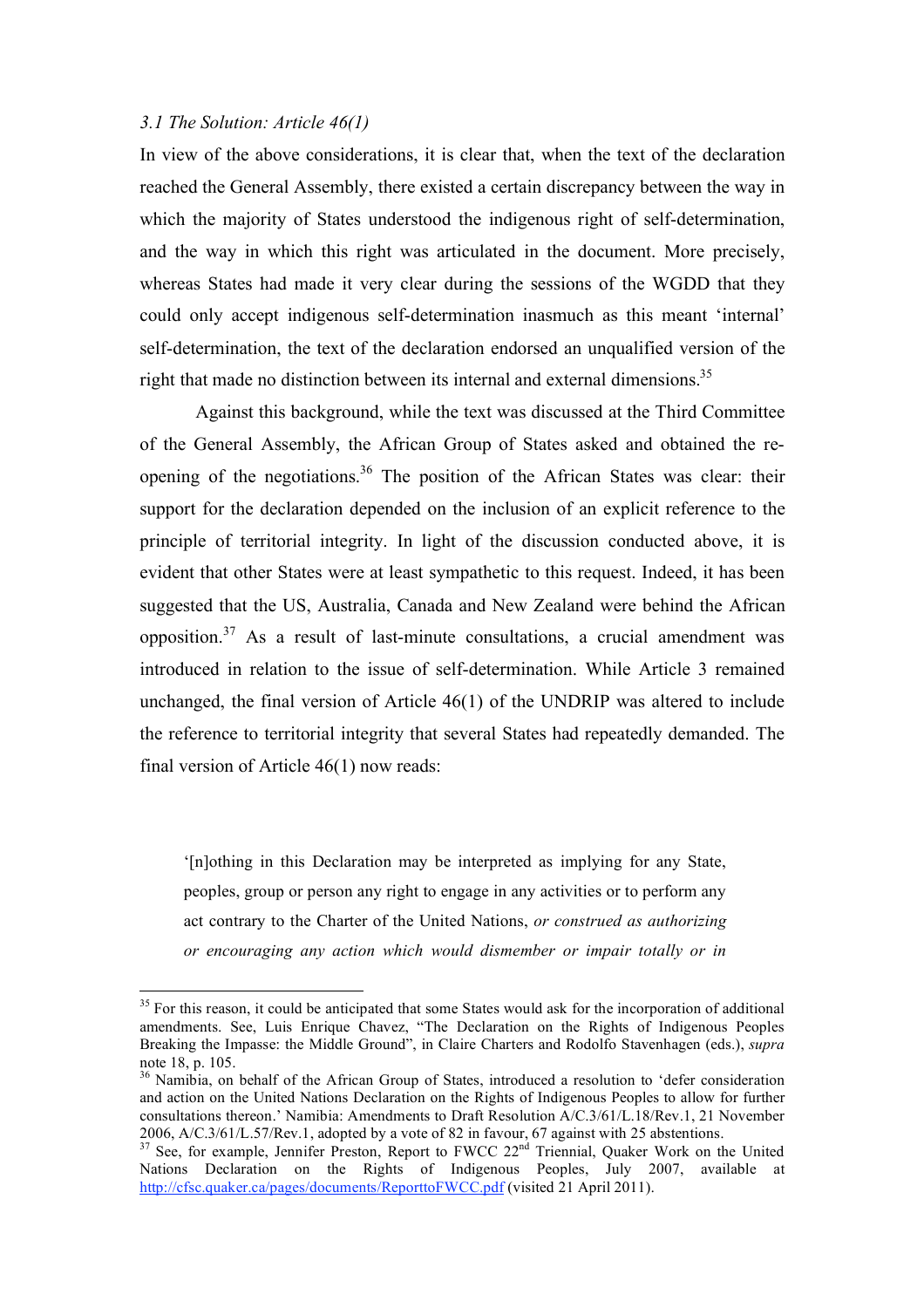### *3.1 The Solution: Article 46(1)*

In view of the above considerations, it is clear that, when the text of the declaration reached the General Assembly, there existed a certain discrepancy between the way in which the majority of States understood the indigenous right of self-determination, and the way in which this right was articulated in the document. More precisely, whereas States had made it very clear during the sessions of the WGDD that they could only accept indigenous self-determination inasmuch as this meant 'internal' self-determination, the text of the declaration endorsed an unqualified version of the right that made no distinction between its internal and external dimensions.[35]

Against this background, while the text was discussed at the Third Committee of the General Assembly, the African Group of States asked and obtained the re-opening of the negotiations.[36] The position of the African States was clear: their support for the declaration depended on the inclusion of an explicit reference to the principle of territorial integrity. In light of the discussion conducted above, it is evident that other States were at least sympathetic to this request. Indeed, it has been suggested that the US, Australia, Canada and New Zealand were behind the African opposition.[37] As a result of last-minute consultations, a crucial amendment was introduced in relation to the issue of self-determination. While Article 3 remained unchanged, the final version of Article 46(1) of the UNDRIP was altered to include the reference to territorial integrity that several States had repeatedly demanded. The final version of Article 46(1) now reads:

> '[n]othing in this Declaration may be interpreted as implying for any State, peoples, group or person any right to engage in any activities or to perform any act contrary to the Charter of the United Nations, *or construed as authorizing or encouraging any action which would dismember or impair totally or in*

---

[35] For this reason, it could be anticipated that some States would ask for the incorporation of additional amendments. See, Luis Enrique Chavez, "The Declaration on the Rights of Indigenous Peoples Breaking the Impasse: the Middle Ground", in Claire Charters and Rodolfo Stavenhagen (eds.), *supra* note 18, p. 105.

[36] Namibia, on behalf of the African Group of States, introduced a resolution to 'defer consideration and action on the United Nations Declaration on the Rights of Indigenous Peoples to allow for further consultations thereon.' Namibia: Amendments to Draft Resolution A/C.3/61/L.18/Rev.1, 21 November 2006, A/C.3/61/L.57/Rev.1, adopted by a vote of 82 in favour, 67 against with 25 abstentions.

[37] See, for example, Jennifer Preston, Report to FWCC 22nd Triennial, Quaker Work on the United Nations Declaration on the Rights of Indigenous Peoples, July 2007, available at http://cfsc.quaker.ca/pages/documents/ReporttoFWCC.pdf (visited 21 April 2011).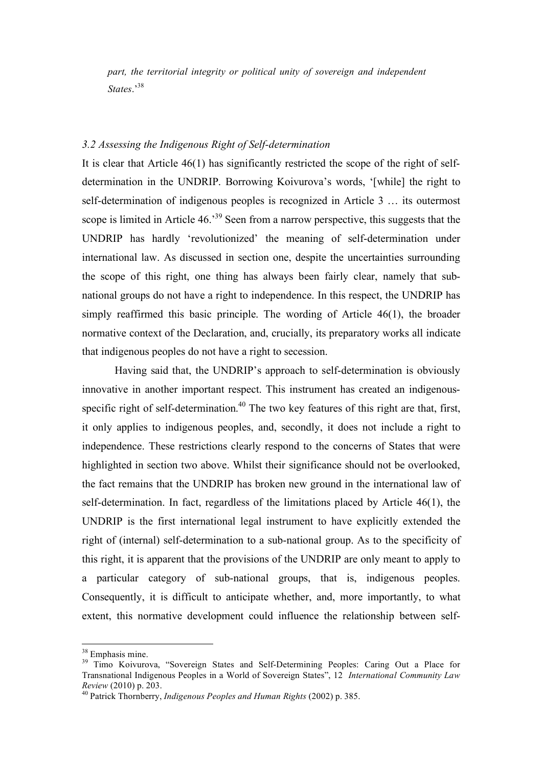*part, the territorial integrity or political unity of sovereign and independent States*.'[38]

### *3.2 Assessing the Indigenous Right of Self-determination*

It is clear that Article 46(1) has significantly restricted the scope of the right of self-determination in the UNDRIP. Borrowing Koivurova's words, '[while] the right to self-determination of indigenous peoples is recognized in Article 3 … its outermost scope is limited in Article 46.'[39] Seen from a narrow perspective, this suggests that the UNDRIP has hardly 'revolutionized' the meaning of self-determination under international law. As discussed in section one, despite the uncertainties surrounding the scope of this right, one thing has always been fairly clear, namely that sub-national groups do not have a right to independence. In this respect, the UNDRIP has simply reaffirmed this basic principle. The wording of Article 46(1), the broader normative context of the Declaration, and, crucially, its preparatory works all indicate that indigenous peoples do not have a right to secession.

Having said that, the UNDRIP's approach to self-determination is obviously innovative in another important respect. This instrument has created an indigenous-specific right of self-determination.[40] The two key features of this right are that, first, it only applies to indigenous peoples, and, secondly, it does not include a right to independence. These restrictions clearly respond to the concerns of States that were highlighted in section two above. Whilst their significance should not be overlooked, the fact remains that the UNDRIP has broken new ground in the international law of self-determination. In fact, regardless of the limitations placed by Article 46(1), the UNDRIP is the first international legal instrument to have explicitly extended the right of (internal) self-determination to a sub-national group. As to the specificity of this right, it is apparent that the provisions of the UNDRIP are only meant to apply to a particular category of sub-national groups, that is, indigenous peoples. Consequently, it is difficult to anticipate whether, and, more importantly, to what extent, this normative development could influence the relationship between self-

---

[38] Emphasis mine.

[39] Timo Koivurova, "Sovereign States and Self-Determining Peoples: Caring Out a Place for Transnational Indigenous Peoples in a World of Sovereign States", 12 *International Community Law Review* (2010) p. 203.

[40] Patrick Thornberry, *Indigenous Peoples and Human Rights* (2002) p. 385.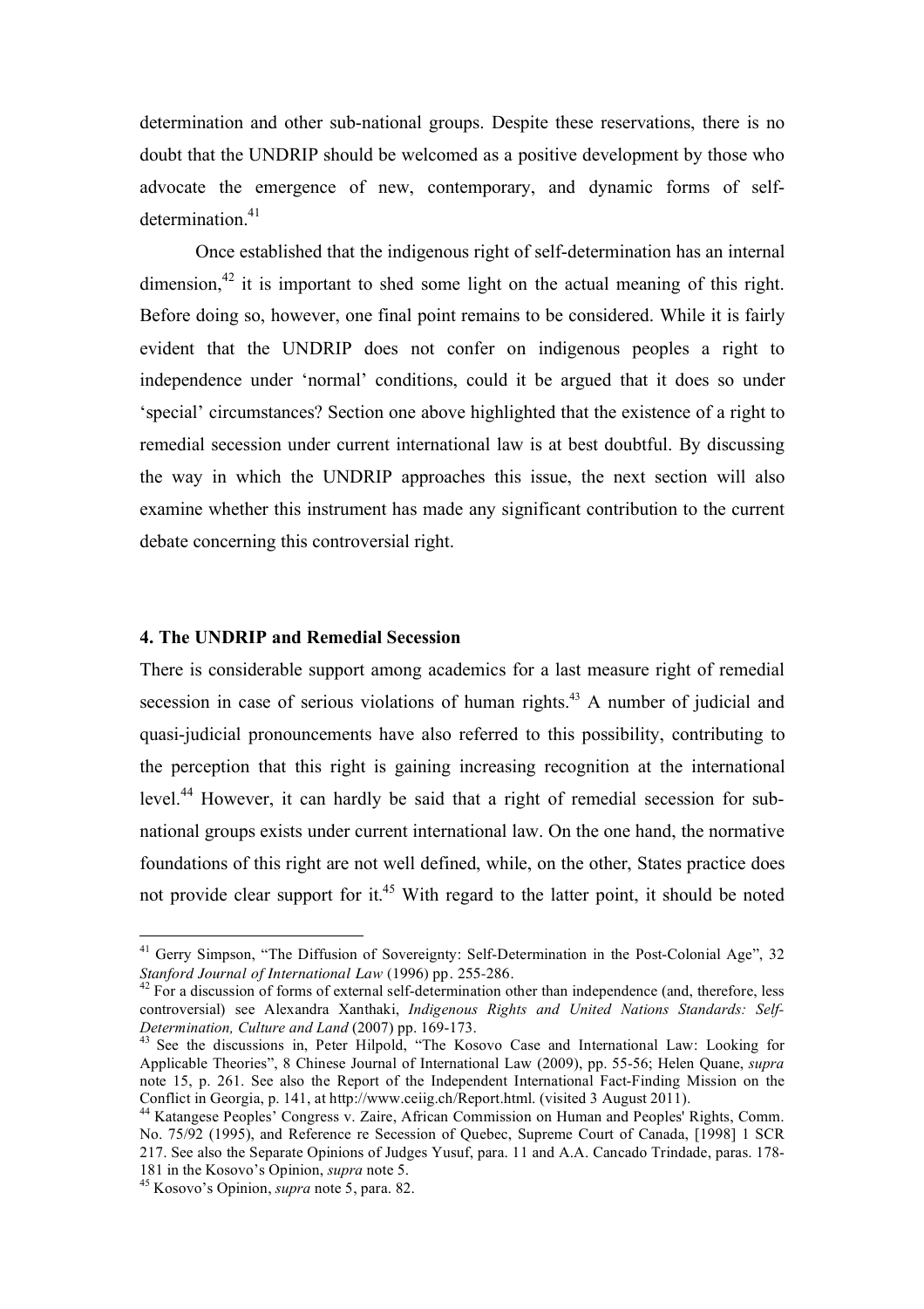determination and other sub-national groups. Despite these reservations, there is no doubt that the UNDRIP should be welcomed as a positive development by those who advocate the emergence of new, contemporary, and dynamic forms of self-determination.[41]

Once established that the indigenous right of self-determination has an internal dimension,[42] it is important to shed some light on the actual meaning of this right. Before doing so, however, one final point remains to be considered. While it is fairly evident that the UNDRIP does not confer on indigenous peoples a right to independence under 'normal' conditions, could it be argued that it does so under 'special' circumstances? Section one above highlighted that the existence of a right to remedial secession under current international law is at best doubtful. By discussing the way in which the UNDRIP approaches this issue, the next section will also examine whether this instrument has made any significant contribution to the current debate concerning this controversial right.

## 4. The UNDRIP and Remedial Secession

There is considerable support among academics for a last measure right of remedial secession in case of serious violations of human rights.[43] A number of judicial and quasi-judicial pronouncements have also referred to this possibility, contributing to the perception that this right is gaining increasing recognition at the international level.[44] However, it can hardly be said that a right of remedial secession for sub-national groups exists under current international law. On the one hand, the normative foundations of this right are not well defined, while, on the other, States practice does not provide clear support for it.[45] With regard to the latter point, it should be noted

---

[41] Gerry Simpson, "The Diffusion of Sovereignty: Self-Determination in the Post-Colonial Age", 32 *Stanford Journal of International Law* (1996) pp. 255-286.

[42] For a discussion of forms of external self-determination other than independence (and, therefore, less controversial) see Alexandra Xanthaki, *Indigenous Rights and United Nations Standards: Self-Determination, Culture and Land* (2007) pp. 169-173.

[43] See the discussions in, Peter Hilpold, "The Kosovo Case and International Law: Looking for Applicable Theories", 8 Chinese Journal of International Law (2009), pp. 55-56; Helen Quane, *supra* note 15, p. 261. See also the Report of the Independent International Fact-Finding Mission on the Conflict in Georgia, p. 141, at http://www.ceiig.ch/Report.html. (visited 3 August 2011).

[44] Katangese Peoples' Congress v. Zaire, African Commission on Human and Peoples' Rights, Comm. No. 75/92 (1995), and Reference re Secession of Quebec, Supreme Court of Canada, [1998] 1 SCR 217. See also the Separate Opinions of Judges Yusuf, para. 11 and A.A. Cancado Trindade, paras. 178-181 in the Kosovo's Opinion, *supra* note 5.

[45] Kosovo's Opinion, *supra* note 5, para. 82.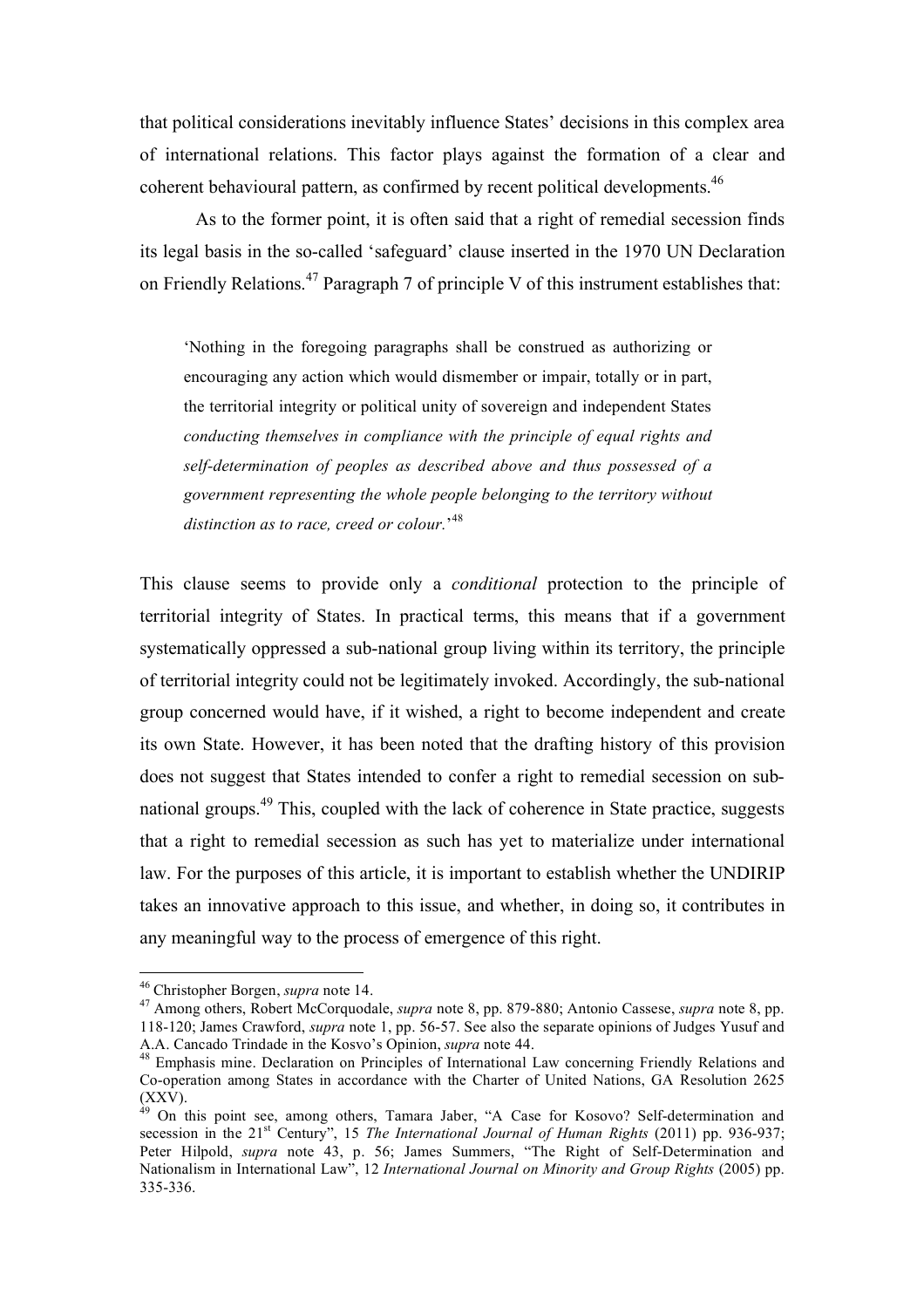that political considerations inevitably influence States' decisions in this complex area of international relations. This factor plays against the formation of a clear and coherent behavioural pattern, as confirmed by recent political developments.[46]

As to the former point, it is often said that a right of remedial secession finds its legal basis in the so-called 'safeguard' clause inserted in the 1970 UN Declaration on Friendly Relations.[47] Paragraph 7 of principle V of this instrument establishes that:

> 'Nothing in the foregoing paragraphs shall be construed as authorizing or encouraging any action which would dismember or impair, totally or in part, the territorial integrity or political unity of sovereign and independent States *conducting themselves in compliance with the principle of equal rights and self-determination of peoples as described above and thus possessed of a government representing the whole people belonging to the territory without distinction as to race, creed or colour.*'[48]

This clause seems to provide only a *conditional* protection to the principle of territorial integrity of States. In practical terms, this means that if a government systematically oppressed a sub-national group living within its territory, the principle of territorial integrity could not be legitimately invoked. Accordingly, the sub-national group concerned would have, if it wished, a right to become independent and create its own State. However, it has been noted that the drafting history of this provision does not suggest that States intended to confer a right to remedial secession on sub-national groups.[49] This, coupled with the lack of coherence in State practice, suggests that a right to remedial secession as such has yet to materialize under international law. For the purposes of this article, it is important to establish whether the UNDIRIP takes an innovative approach to this issue, and whether, in doing so, it contributes in any meaningful way to the process of emergence of this right.

---

[46] Christopher Borgen, *supra* note 14.

[47] Among others, Robert McCorquodale, *supra* note 8, pp. 879-880; Antonio Cassese, *supra* note 8, pp. 118-120; James Crawford, *supra* note 1, pp. 56-57. See also the separate opinions of Judges Yusuf and A.A. Cancado Trindade in the Kosvo's Opinion, *supra* note 44.

[48] Emphasis mine. Declaration on Principles of International Law concerning Friendly Relations and Co-operation among States in accordance with the Charter of United Nations, GA Resolution 2625 (XXV).

[49] On this point see, among others, Tamara Jaber, "A Case for Kosovo? Self-determination and secession in the 21st Century", 15 *The International Journal of Human Rights* (2011) pp. 936-937; Peter Hilpold, *supra* note 43, p. 56; James Summers, "The Right of Self-Determination and Nationalism in International Law", 12 *International Journal on Minority and Group Rights* (2005) pp. 335-336.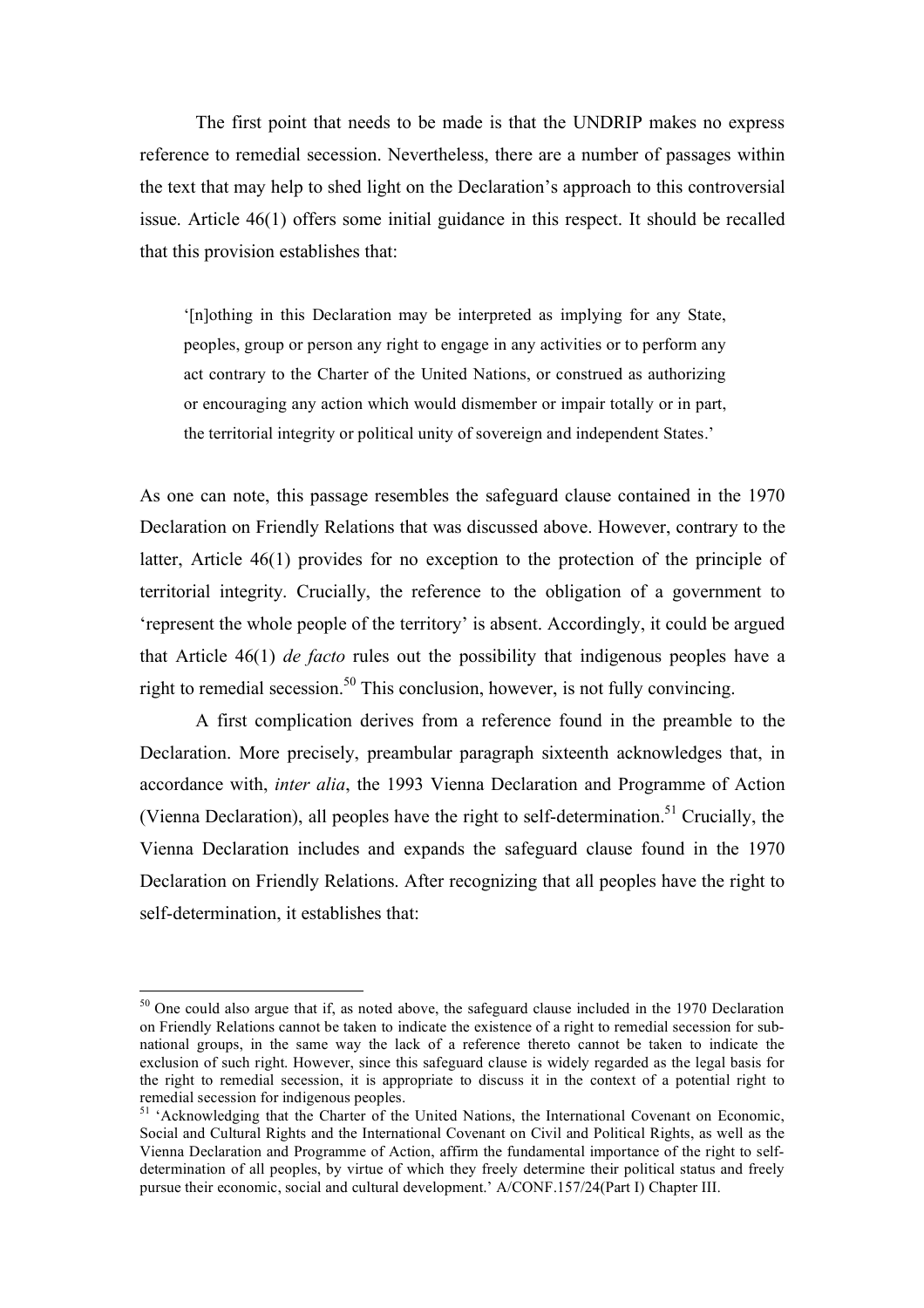The first point that needs to be made is that the UNDRIP makes no express reference to remedial secession. Nevertheless, there are a number of passages within the text that may help to shed light on the Declaration's approach to this controversial issue. Article 46(1) offers some initial guidance in this respect. It should be recalled that this provision establishes that:

> '[n]othing in this Declaration may be interpreted as implying for any State, peoples, group or person any right to engage in any activities or to perform any act contrary to the Charter of the United Nations, or construed as authorizing or encouraging any action which would dismember or impair totally or in part, the territorial integrity or political unity of sovereign and independent States.'

As one can note, this passage resembles the safeguard clause contained in the 1970 Declaration on Friendly Relations that was discussed above. However, contrary to the latter, Article 46(1) provides for no exception to the protection of the principle of territorial integrity. Crucially, the reference to the obligation of a government to 'represent the whole people of the territory' is absent. Accordingly, it could be argued that Article 46(1) *de facto* rules out the possibility that indigenous peoples have a right to remedial secession.[50] This conclusion, however, is not fully convincing.

A first complication derives from a reference found in the preamble to the Declaration. More precisely, preambular paragraph sixteenth acknowledges that, in accordance with, *inter alia*, the 1993 Vienna Declaration and Programme of Action (Vienna Declaration), all peoples have the right to self-determination.[51] Crucially, the Vienna Declaration includes and expands the safeguard clause found in the 1970 Declaration on Friendly Relations. After recognizing that all peoples have the right to self-determination, it establishes that:

---

[50] One could also argue that if, as noted above, the safeguard clause included in the 1970 Declaration on Friendly Relations cannot be taken to indicate the existence of a right to remedial secession for sub-national groups, in the same way the lack of a reference thereto cannot be taken to indicate the exclusion of such right. However, since this safeguard clause is widely regarded as the legal basis for the right to remedial secession, it is appropriate to discuss it in the context of a potential right to remedial secession for indigenous peoples.

[51] 'Acknowledging that the Charter of the United Nations, the International Covenant on Economic, Social and Cultural Rights and the International Covenant on Civil and Political Rights, as well as the Vienna Declaration and Programme of Action, affirm the fundamental importance of the right to self-determination of all peoples, by virtue of which they freely determine their political status and freely pursue their economic, social and cultural development.' A/CONF.157/24(Part I) Chapter III.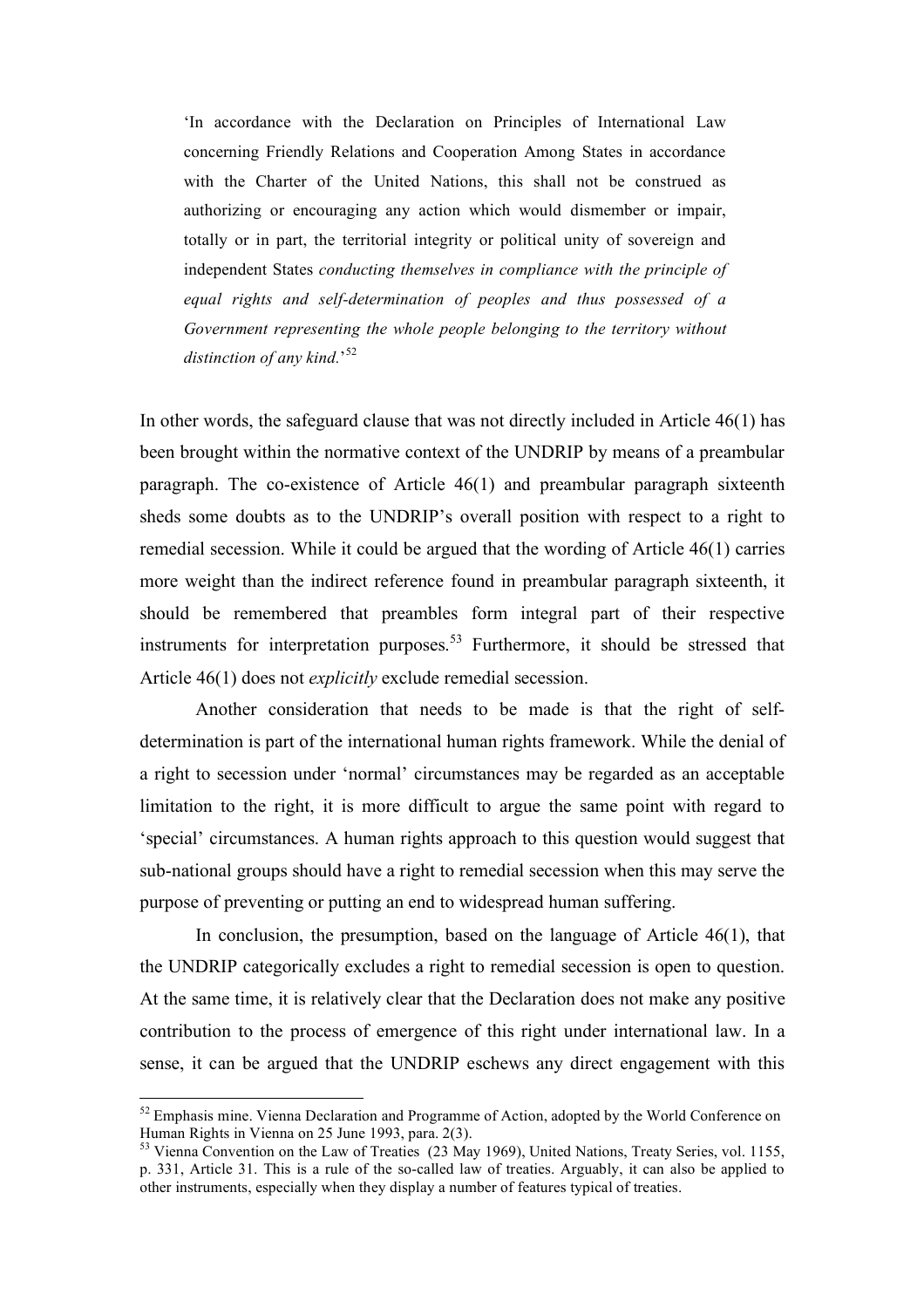> 'In accordance with the Declaration on Principles of International Law concerning Friendly Relations and Cooperation Among States in accordance with the Charter of the United Nations, this shall not be construed as authorizing or encouraging any action which would dismember or impair, totally or in part, the territorial integrity or political unity of sovereign and independent States *conducting themselves in compliance with the principle of equal rights and self-determination of peoples and thus possessed of a Government representing the whole people belonging to the territory without distinction of any kind.*'[52]

In other words, the safeguard clause that was not directly included in Article 46(1) has been brought within the normative context of the UNDRIP by means of a preambular paragraph. The co-existence of Article 46(1) and preambular paragraph sixteenth sheds some doubts as to the UNDRIP's overall position with respect to a right to remedial secession. While it could be argued that the wording of Article 46(1) carries more weight than the indirect reference found in preambular paragraph sixteenth, it should be remembered that preambles form integral part of their respective instruments for interpretation purposes.[53] Furthermore, it should be stressed that Article 46(1) does not *explicitly* exclude remedial secession.

Another consideration that needs to be made is that the right of self-determination is part of the international human rights framework. While the denial of a right to secession under 'normal' circumstances may be regarded as an acceptable limitation to the right, it is more difficult to argue the same point with regard to 'special' circumstances. A human rights approach to this question would suggest that sub-national groups should have a right to remedial secession when this may serve the purpose of preventing or putting an end to widespread human suffering.

In conclusion, the presumption, based on the language of Article 46(1), that the UNDRIP categorically excludes a right to remedial secession is open to question. At the same time, it is relatively clear that the Declaration does not make any positive contribution to the process of emergence of this right under international law. In a sense, it can be argued that the UNDRIP eschews any direct engagement with this

---

[52] Emphasis mine. Vienna Declaration and Programme of Action, adopted by the World Conference on Human Rights in Vienna on 25 June 1993, para. 2(3).

[53] Vienna Convention on the Law of Treaties (23 May 1969), United Nations, Treaty Series, vol. 1155, p. 331, Article 31. This is a rule of the so-called law of treaties. Arguably, it can also be applied to other instruments, especially when they display a number of features typical of treaties.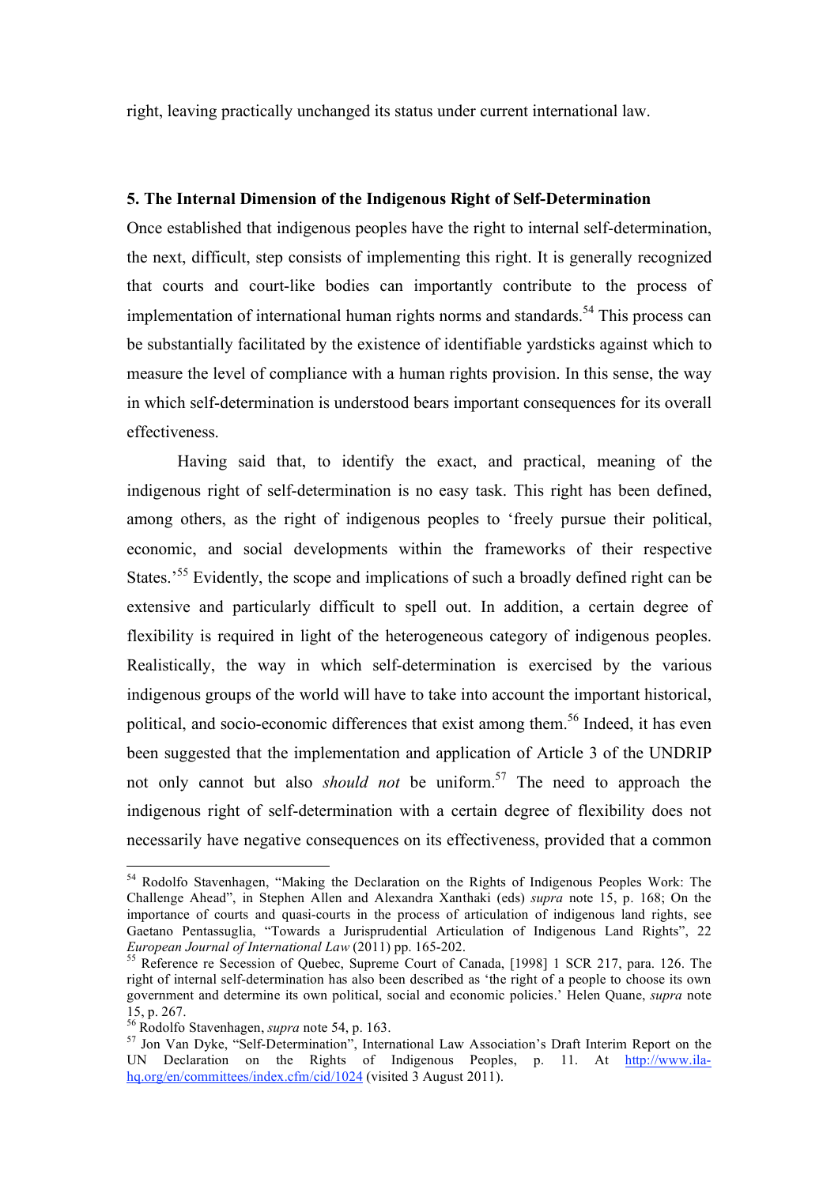right, leaving practically unchanged its status under current international law.

## 5. The Internal Dimension of the Indigenous Right of Self-Determination

Once established that indigenous peoples have the right to internal self-determination, the next, difficult, step consists of implementing this right. It is generally recognized that courts and court-like bodies can importantly contribute to the process of implementation of international human rights norms and standards.[54] This process can be substantially facilitated by the existence of identifiable yardsticks against which to measure the level of compliance with a human rights provision. In this sense, the way in which self-determination is understood bears important consequences for its overall effectiveness.

Having said that, to identify the exact, and practical, meaning of the indigenous right of self-determination is no easy task. This right has been defined, among others, as the right of indigenous peoples to 'freely pursue their political, economic, and social developments within the frameworks of their respective States.'[55] Evidently, the scope and implications of such a broadly defined right can be extensive and particularly difficult to spell out. In addition, a certain degree of flexibility is required in light of the heterogeneous category of indigenous peoples. Realistically, the way in which self-determination is exercised by the various indigenous groups of the world will have to take into account the important historical, political, and socio-economic differences that exist among them.[56] Indeed, it has even been suggested that the implementation and application of Article 3 of the UNDRIP not only cannot but also *should not* be uniform.[57] The need to approach the indigenous right of self-determination with a certain degree of flexibility does not necessarily have negative consequences on its effectiveness, provided that a common

---

[54] Rodolfo Stavenhagen, "Making the Declaration on the Rights of Indigenous Peoples Work: The Challenge Ahead", in Stephen Allen and Alexandra Xanthaki (eds) *supra* note 15, p. 168; On the importance of courts and quasi-courts in the process of articulation of indigenous land rights, see Gaetano Pentassuglia, "Towards a Jurisprudential Articulation of Indigenous Land Rights", 22 *European Journal of International Law* (2011) pp. 165-202.

[55] Reference re Secession of Quebec, Supreme Court of Canada, [1998] 1 SCR 217, para. 126. The right of internal self-determination has also been described as 'the right of a people to choose its own government and determine its own political, social and economic policies.' Helen Quane, *supra* note 15, p. 267.

[56] Rodolfo Stavenhagen, *supra* note 54, p. 163.

[57] Jon Van Dyke, "Self-Determination", International Law Association's Draft Interim Report on the UN Declaration on the Rights of Indigenous Peoples, p. 11. At http://www.ila-hq.org/en/committees/index.cfm/cid/1024 (visited 3 August 2011).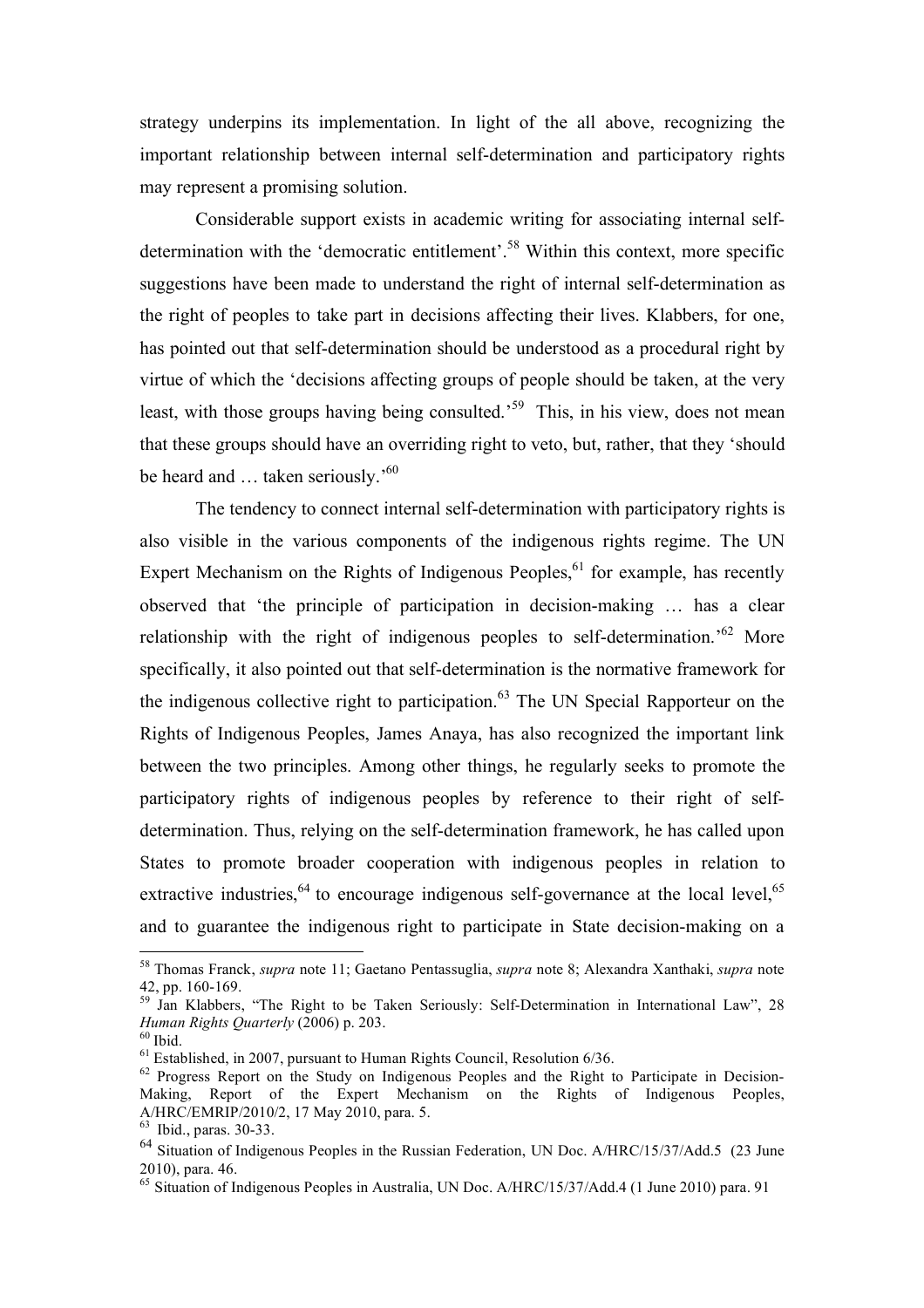strategy underpins its implementation. In light of the all above, recognizing the important relationship between internal self-determination and participatory rights may represent a promising solution.

Considerable support exists in academic writing for associating internal self-determination with the 'democratic entitlement'.[58] Within this context, more specific suggestions have been made to understand the right of internal self-determination as the right of peoples to take part in decisions affecting their lives. Klabbers, for one, has pointed out that self-determination should be understood as a procedural right by virtue of which the 'decisions affecting groups of people should be taken, at the very least, with those groups having being consulted.'[59] This, in his view, does not mean that these groups should have an overriding right to veto, but, rather, that they 'should be heard and … taken seriously.'[60]

The tendency to connect internal self-determination with participatory rights is also visible in the various components of the indigenous rights regime. The UN Expert Mechanism on the Rights of Indigenous Peoples,[61] for example, has recently observed that 'the principle of participation in decision-making … has a clear relationship with the right of indigenous peoples to self-determination.'[62] More specifically, it also pointed out that self-determination is the normative framework for the indigenous collective right to participation.[63] The UN Special Rapporteur on the Rights of Indigenous Peoples, James Anaya, has also recognized the important link between the two principles. Among other things, he regularly seeks to promote the participatory rights of indigenous peoples by reference to their right of self-determination. Thus, relying on the self-determination framework, he has called upon States to promote broader cooperation with indigenous peoples in relation to extractive industries,[64] to encourage indigenous self-governance at the local level,[65] and to guarantee the indigenous right to participate in State decision-making on a

---

[58] Thomas Franck, *supra* note 11; Gaetano Pentassuglia, *supra* note 8; Alexandra Xanthaki, *supra* note 42, pp. 160-169.

[59] Jan Klabbers, "The Right to be Taken Seriously: Self-Determination in International Law", 28 *Human Rights Quarterly* (2006) p. 203.

[60] Ibid.

[61] Established, in 2007, pursuant to Human Rights Council, Resolution 6/36.

[62] Progress Report on the Study on Indigenous Peoples and the Right to Participate in Decision-Making, Report of the Expert Mechanism on the Rights of Indigenous Peoples, A/HRC/EMRIP/2010/2, 17 May 2010, para. 5.

[63] Ibid., paras. 30-33.

[64] Situation of Indigenous Peoples in the Russian Federation, UN Doc. A/HRC/15/37/Add.5 (23 June 2010), para. 46.

[65] Situation of Indigenous Peoples in Australia, UN Doc. A/HRC/15/37/Add.4 (1 June 2010) para. 91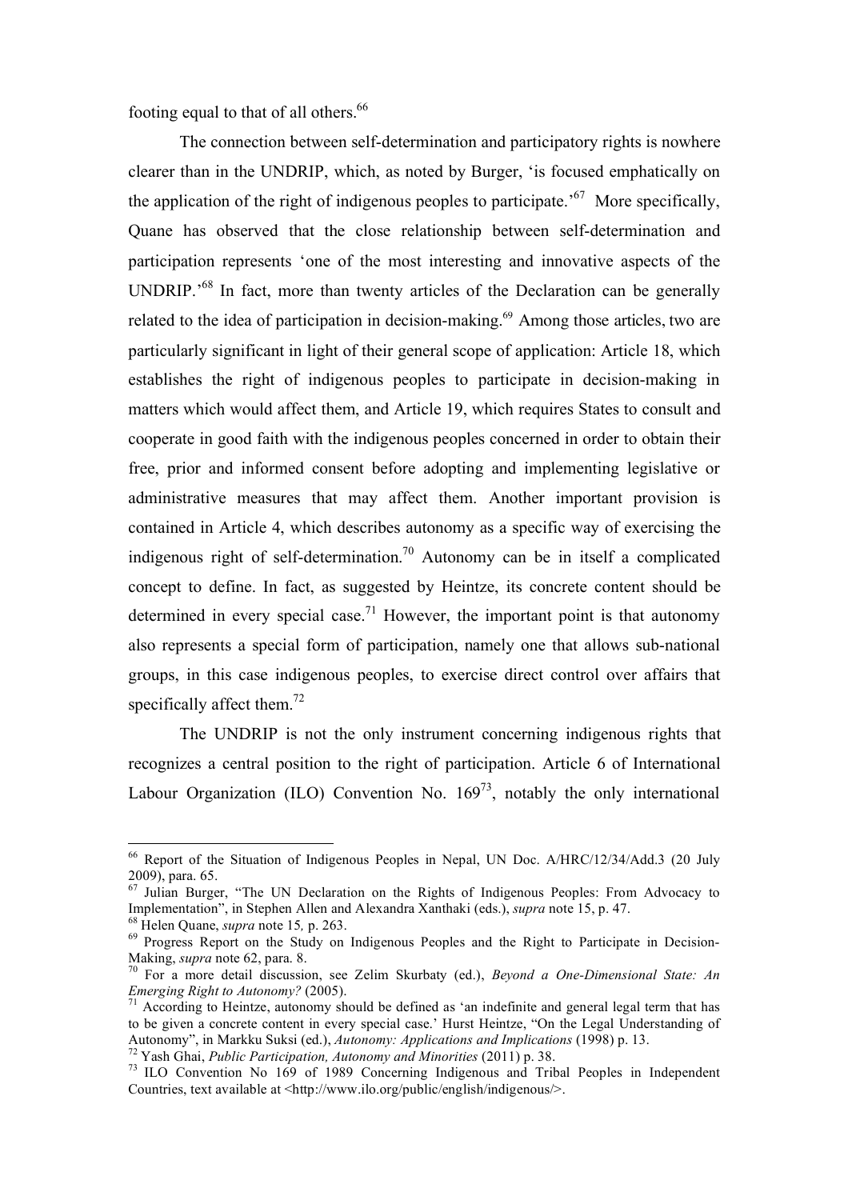footing equal to that of all others.[66]

The connection between self-determination and participatory rights is nowhere clearer than in the UNDRIP, which, as noted by Burger, 'is focused emphatically on the application of the right of indigenous peoples to participate.'[67] More specifically, Quane has observed that the close relationship between self-determination and participation represents 'one of the most interesting and innovative aspects of the UNDRIP.'[68] In fact, more than twenty articles of the Declaration can be generally related to the idea of participation in decision-making.[69] Among those articles, two are particularly significant in light of their general scope of application: Article 18, which establishes the right of indigenous peoples to participate in decision-making in matters which would affect them, and Article 19, which requires States to consult and cooperate in good faith with the indigenous peoples concerned in order to obtain their free, prior and informed consent before adopting and implementing legislative or administrative measures that may affect them. Another important provision is contained in Article 4, which describes autonomy as a specific way of exercising the indigenous right of self-determination.[70] Autonomy can be in itself a complicated concept to define. In fact, as suggested by Heintze, its concrete content should be determined in every special case.[71] However, the important point is that autonomy also represents a special form of participation, namely one that allows sub-national groups, in this case indigenous peoples, to exercise direct control over affairs that specifically affect them.[72]

The UNDRIP is not the only instrument concerning indigenous rights that recognizes a central position to the right of participation. Article 6 of International Labour Organization (ILO) Convention No. 169[73], notably the only international

---

[66] Report of the Situation of Indigenous Peoples in Nepal, UN Doc. A/HRC/12/34/Add.3 (20 July 2009), para. 65.

[67] Julian Burger, "The UN Declaration on the Rights of Indigenous Peoples: From Advocacy to Implementation", in Stephen Allen and Alexandra Xanthaki (eds.), *supra* note 15, p. 47.

[68] Helen Quane, *supra* note 15*,* p. 263.

[69] Progress Report on the Study on Indigenous Peoples and the Right to Participate in Decision-Making, *supra* note 62, para. 8.

[70] For a more detail discussion, see Zelim Skurbaty (ed.), *Beyond a One-Dimensional State: An Emerging Right to Autonomy?* (2005).

[71] According to Heintze, autonomy should be defined as 'an indefinite and general legal term that has to be given a concrete content in every special case.' Hurst Heintze, "On the Legal Understanding of Autonomy", in Markku Suksi (ed.), *Autonomy: Applications and Implications* (1998) p. 13.

[72] Yash Ghai, *Public Participation, Autonomy and Minorities* (2011) p. 38.

[73] ILO Convention No 169 of 1989 Concerning Indigenous and Tribal Peoples in Independent Countries, text available at <http://www.ilo.org/public/english/indigenous/>.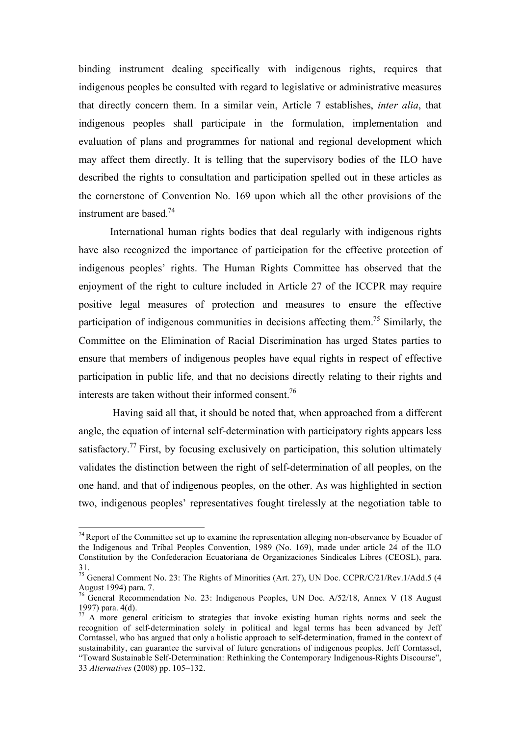binding instrument dealing specifically with indigenous rights, requires that indigenous peoples be consulted with regard to legislative or administrative measures that directly concern them. In a similar vein, Article 7 establishes, *inter alia*, that indigenous peoples shall participate in the formulation, implementation and evaluation of plans and programmes for national and regional development which may affect them directly. It is telling that the supervisory bodies of the ILO have described the rights to consultation and participation spelled out in these articles as the cornerstone of Convention No. 169 upon which all the other provisions of the instrument are based.[74]

International human rights bodies that deal regularly with indigenous rights have also recognized the importance of participation for the effective protection of indigenous peoples' rights. The Human Rights Committee has observed that the enjoyment of the right to culture included in Article 27 of the ICCPR may require positive legal measures of protection and measures to ensure the effective participation of indigenous communities in decisions affecting them.[75] Similarly, the Committee on the Elimination of Racial Discrimination has urged States parties to ensure that members of indigenous peoples have equal rights in respect of effective participation in public life, and that no decisions directly relating to their rights and interests are taken without their informed consent.[76]

Having said all that, it should be noted that, when approached from a different angle, the equation of internal self-determination with participatory rights appears less satisfactory.[77] First, by focusing exclusively on participation, this solution ultimately validates the distinction between the right of self-determination of all peoples, on the one hand, and that of indigenous peoples, on the other. As was highlighted in section two, indigenous peoples' representatives fought tirelessly at the negotiation table to

---

[74] Report of the Committee set up to examine the representation alleging non-observance by Ecuador of the Indigenous and Tribal Peoples Convention, 1989 (No. 169), made under article 24 of the ILO Constitution by the Confederacion Ecuatoriana de Organizaciones Sindicales Libres (CEOSL), para. 31.

[75] General Comment No. 23: The Rights of Minorities (Art. 27), UN Doc. CCPR/C/21/Rev.1/Add.5 (4 August 1994) para. 7.

[76] General Recommendation No. 23: Indigenous Peoples, UN Doc. A/52/18, Annex V (18 August 1997) para. 4(d).

[77] A more general criticism to strategies that invoke existing human rights norms and seek the recognition of self-determination solely in political and legal terms has been advanced by Jeff Corntassel, who has argued that only a holistic approach to self-determination, framed in the context of sustainability, can guarantee the survival of future generations of indigenous peoples. Jeff Corntassel, "Toward Sustainable Self-Determination: Rethinking the Contemporary Indigenous-Rights Discourse", 33 *Alternatives* (2008) pp. 105–132.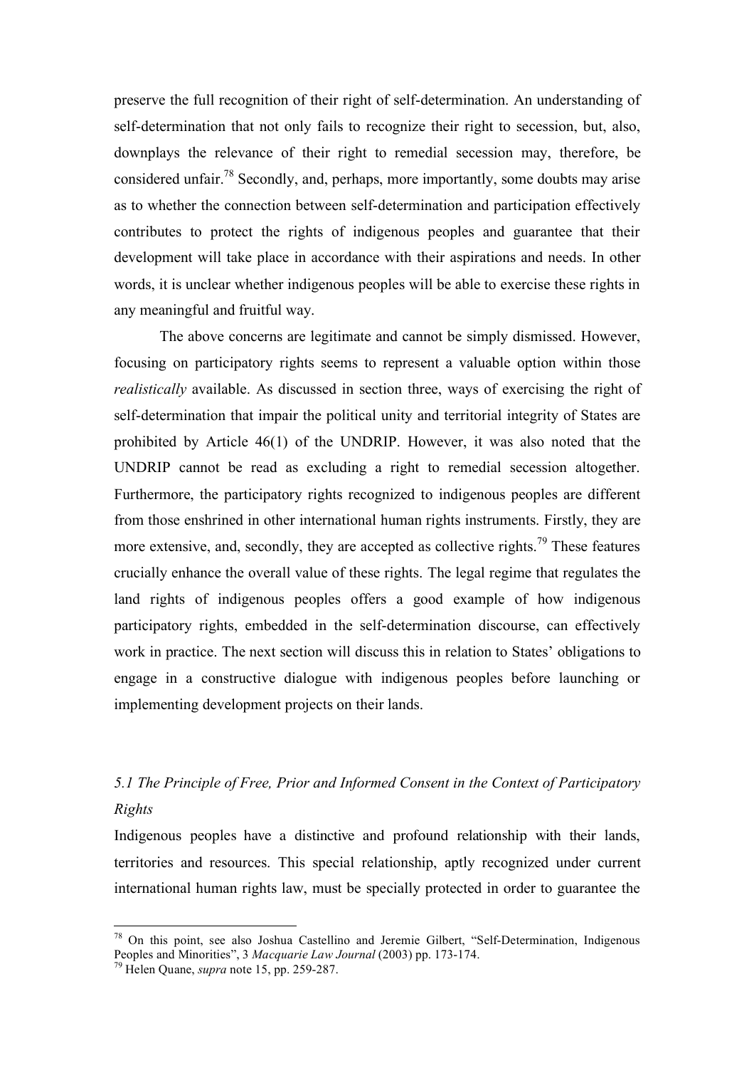preserve the full recognition of their right of self-determination. An understanding of self-determination that not only fails to recognize their right to secession, but, also, downplays the relevance of their right to remedial secession may, therefore, be considered unfair.[78] Secondly, and, perhaps, more importantly, some doubts may arise as to whether the connection between self-determination and participation effectively contributes to protect the rights of indigenous peoples and guarantee that their development will take place in accordance with their aspirations and needs. In other words, it is unclear whether indigenous peoples will be able to exercise these rights in any meaningful and fruitful way.

The above concerns are legitimate and cannot be simply dismissed. However, focusing on participatory rights seems to represent a valuable option within those *realistically* available. As discussed in section three, ways of exercising the right of self-determination that impair the political unity and territorial integrity of States are prohibited by Article 46(1) of the UNDRIP. However, it was also noted that the UNDRIP cannot be read as excluding a right to remedial secession altogether. Furthermore, the participatory rights recognized to indigenous peoples are different from those enshrined in other international human rights instruments. Firstly, they are more extensive, and, secondly, they are accepted as collective rights.[79] These features crucially enhance the overall value of these rights. The legal regime that regulates the land rights of indigenous peoples offers a good example of how indigenous participatory rights, embedded in the self-determination discourse, can effectively work in practice. The next section will discuss this in relation to States' obligations to engage in a constructive dialogue with indigenous peoples before launching or implementing development projects on their lands.

### *5.1 The Principle of Free, Prior and Informed Consent in the Context of Participatory Rights*

Indigenous peoples have a distinctive and profound relationship with their lands, territories and resources. This special relationship, aptly recognized under current international human rights law, must be specially protected in order to guarantee the

---

[78] On this point, see also Joshua Castellino and Jeremie Gilbert, "Self-Determination, Indigenous Peoples and Minorities", 3 *Macquarie Law Journal* (2003) pp. 173-174.

[79] Helen Quane, *supra* note 15, pp. 259-287.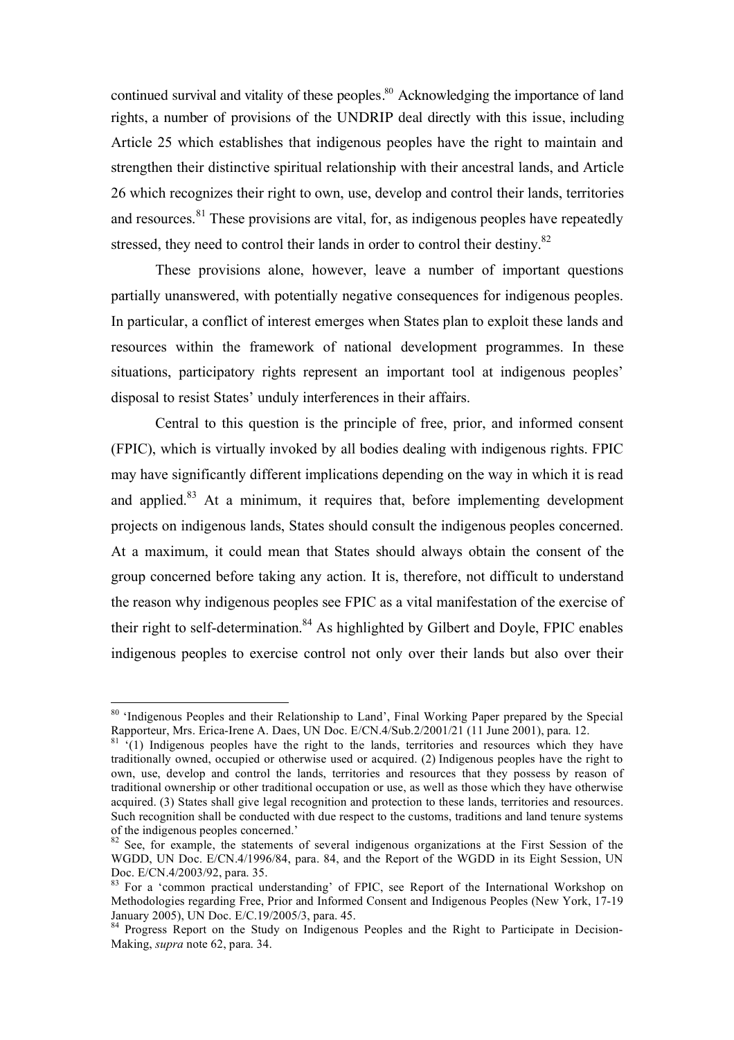continued survival and vitality of these peoples.[80] Acknowledging the importance of land rights, a number of provisions of the UNDRIP deal directly with this issue, including Article 25 which establishes that indigenous peoples have the right to maintain and strengthen their distinctive spiritual relationship with their ancestral lands, and Article 26 which recognizes their right to own, use, develop and control their lands, territories and resources.[81] These provisions are vital, for, as indigenous peoples have repeatedly stressed, they need to control their lands in order to control their destiny.[82]

These provisions alone, however, leave a number of important questions partially unanswered, with potentially negative consequences for indigenous peoples. In particular, a conflict of interest emerges when States plan to exploit these lands and resources within the framework of national development programmes. In these situations, participatory rights represent an important tool at indigenous peoples' disposal to resist States' unduly interferences in their affairs.

Central to this question is the principle of free, prior, and informed consent (FPIC), which is virtually invoked by all bodies dealing with indigenous rights. FPIC may have significantly different implications depending on the way in which it is read and applied.[83] At a minimum, it requires that, before implementing development projects on indigenous lands, States should consult the indigenous peoples concerned. At a maximum, it could mean that States should always obtain the consent of the group concerned before taking any action. It is, therefore, not difficult to understand the reason why indigenous peoples see FPIC as a vital manifestation of the exercise of their right to self-determination.[84] As highlighted by Gilbert and Doyle, FPIC enables indigenous peoples to exercise control not only over their lands but also over their

---

[80] 'Indigenous Peoples and their Relationship to Land', Final Working Paper prepared by the Special Rapporteur, Mrs. Erica-Irene A. Daes, UN Doc. E/CN.4/Sub.2/2001/21 (11 June 2001), para. 12.

[81] '(1) Indigenous peoples have the right to the lands, territories and resources which they have traditionally owned, occupied or otherwise used or acquired. (2) Indigenous peoples have the right to own, use, develop and control the lands, territories and resources that they possess by reason of traditional ownership or other traditional occupation or use, as well as those which they have otherwise acquired. (3) States shall give legal recognition and protection to these lands, territories and resources. Such recognition shall be conducted with due respect to the customs, traditions and land tenure systems of the indigenous peoples concerned.'

[82] See, for example, the statements of several indigenous organizations at the First Session of the WGDD, UN Doc. E/CN.4/1996/84, para. 84, and the Report of the WGDD in its Eight Session, UN Doc. E/CN.4/2003/92, para. 35.

[83] For a 'common practical understanding' of FPIC, see Report of the International Workshop on Methodologies regarding Free, Prior and Informed Consent and Indigenous Peoples (New York, 17-19 January 2005), UN Doc. E/C.19/2005/3, para. 45.

[84] Progress Report on the Study on Indigenous Peoples and the Right to Participate in Decision-Making, *supra* note 62, para. 34.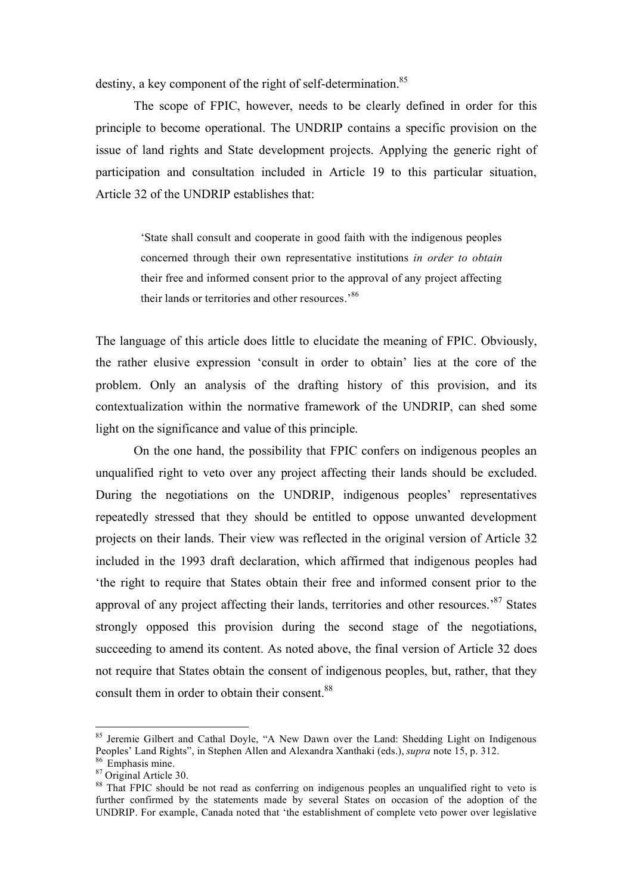destiny, a key component of the right of self-determination.[85]

The scope of FPIC, however, needs to be clearly defined in order for this principle to become operational. The UNDRIP contains a specific provision on the issue of land rights and State development projects. Applying the generic right of participation and consultation included in Article 19 to this particular situation, Article 32 of the UNDRIP establishes that:

> 'State shall consult and cooperate in good faith with the indigenous peoples concerned through their own representative institutions *in order to obtain* their free and informed consent prior to the approval of any project affecting their lands or territories and other resources.'[86]

The language of this article does little to elucidate the meaning of FPIC. Obviously, the rather elusive expression 'consult in order to obtain' lies at the core of the problem. Only an analysis of the drafting history of this provision, and its contextualization within the normative framework of the UNDRIP, can shed some light on the significance and value of this principle.

On the one hand, the possibility that FPIC confers on indigenous peoples an unqualified right to veto over any project affecting their lands should be excluded. During the negotiations on the UNDRIP, indigenous peoples' representatives repeatedly stressed that they should be entitled to oppose unwanted development projects on their lands. Their view was reflected in the original version of Article 32 included in the 1993 draft declaration, which affirmed that indigenous peoples had 'the right to require that States obtain their free and informed consent prior to the approval of any project affecting their lands, territories and other resources.'[87] States strongly opposed this provision during the second stage of the negotiations, succeeding to amend its content. As noted above, the final version of Article 32 does not require that States obtain the consent of indigenous peoples, but, rather, that they consult them in order to obtain their consent.[88]

---

[85] Jeremie Gilbert and Cathal Doyle, "A New Dawn over the Land: Shedding Light on Indigenous Peoples' Land Rights", in Stephen Allen and Alexandra Xanthaki (eds.), *supra* note 15, p. 312.

[86] Emphasis mine.

[87] Original Article 30.

[88] That FPIC should be not read as conferring on indigenous peoples an unqualified right to veto is further confirmed by the statements made by several States on occasion of the adoption of the UNDRIP. For example, Canada noted that 'the establishment of complete veto power over legislative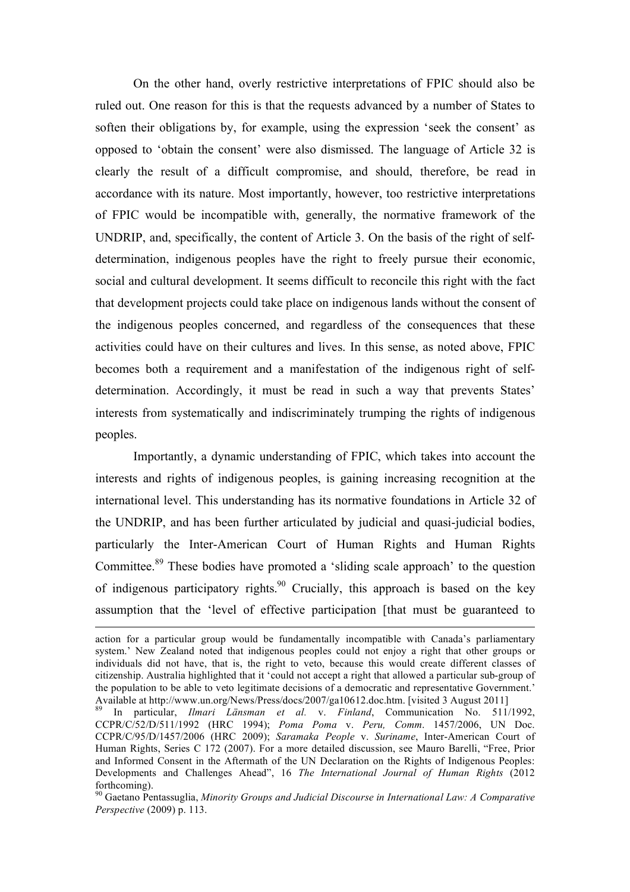On the other hand, overly restrictive interpretations of FPIC should also be ruled out. One reason for this is that the requests advanced by a number of States to soften their obligations by, for example, using the expression 'seek the consent' as opposed to 'obtain the consent' were also dismissed. The language of Article 32 is clearly the result of a difficult compromise, and should, therefore, be read in accordance with its nature. Most importantly, however, too restrictive interpretations of FPIC would be incompatible with, generally, the normative framework of the UNDRIP, and, specifically, the content of Article 3. On the basis of the right of self-determination, indigenous peoples have the right to freely pursue their economic, social and cultural development. It seems difficult to reconcile this right with the fact that development projects could take place on indigenous lands without the consent of the indigenous peoples concerned, and regardless of the consequences that these activities could have on their cultures and lives. In this sense, as noted above, FPIC becomes both a requirement and a manifestation of the indigenous right of self-determination. Accordingly, it must be read in such a way that prevents States' interests from systematically and indiscriminately trumping the rights of indigenous peoples.

Importantly, a dynamic understanding of FPIC, which takes into account the interests and rights of indigenous peoples, is gaining increasing recognition at the international level. This understanding has its normative foundations in Article 32 of the UNDRIP, and has been further articulated by judicial and quasi-judicial bodies, particularly the Inter-American Court of Human Rights and Human Rights Committee.[89] These bodies have promoted a 'sliding scale approach' to the question of indigenous participatory rights.[90] Crucially, this approach is based on the key assumption that the 'level of effective participation [that must be guaranteed to

---

action for a particular group would be fundamentally incompatible with Canada's parliamentary system.' New Zealand noted that indigenous peoples could not enjoy a right that other groups or individuals did not have, that is, the right to veto, because this would create different classes of citizenship. Australia highlighted that it 'could not accept a right that allowed a particular sub-group of the population to be able to veto legitimate decisions of a democratic and representative Government.' Available at http://www.un.org/News/Press/docs/2007/ga10612.doc.htm. [visited 3 August 2011]

[89] In particular, *Ilmari Länsman et al.* v. *Finland*, Communication No. 511/1992, CCPR/C/52/D/511/1992 (HRC 1994); *Poma Poma* v. *Peru, Comm*. 1457/2006, UN Doc. CCPR/C/95/D/1457/2006 (HRC 2009); *Saramaka People* v. *Suriname*, Inter-American Court of Human Rights, Series C 172 (2007). For a more detailed discussion, see Mauro Barelli, "Free, Prior and Informed Consent in the Aftermath of the UN Declaration on the Rights of Indigenous Peoples: Developments and Challenges Ahead", 16 *The International Journal of Human Rights* (2012 forthcoming).

[90] Gaetano Pentassuglia, *Minority Groups and Judicial Discourse in International Law: A Comparative Perspective* (2009) p. 113.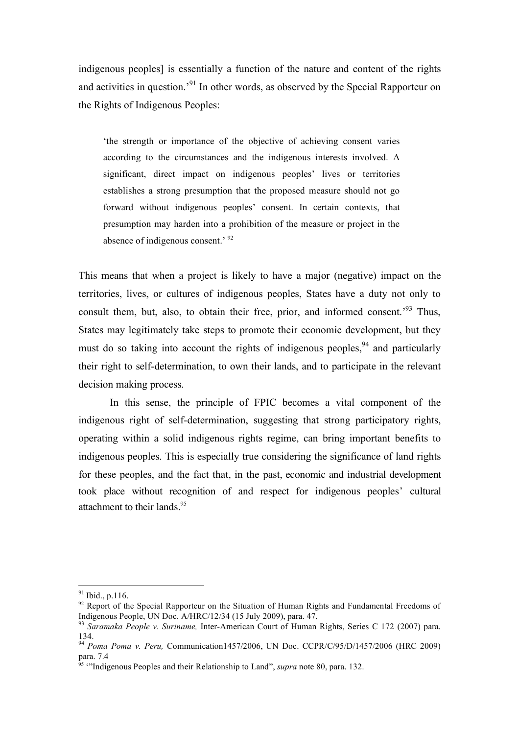indigenous peoples] is essentially a function of the nature and content of the rights and activities in question.'[91] In other words, as observed by the Special Rapporteur on the Rights of Indigenous Peoples:

> 'the strength or importance of the objective of achieving consent varies according to the circumstances and the indigenous interests involved. A significant, direct impact on indigenous peoples' lives or territories establishes a strong presumption that the proposed measure should not go forward without indigenous peoples' consent. In certain contexts, that presumption may harden into a prohibition of the measure or project in the absence of indigenous consent.' [92]

This means that when a project is likely to have a major (negative) impact on the territories, lives, or cultures of indigenous peoples, States have a duty not only to consult them, but, also, to obtain their free, prior, and informed consent.'[93] Thus, States may legitimately take steps to promote their economic development, but they must do so taking into account the rights of indigenous peoples,[94] and particularly their right to self-determination, to own their lands, and to participate in the relevant decision making process.

In this sense, the principle of FPIC becomes a vital component of the indigenous right of self-determination, suggesting that strong participatory rights, operating within a solid indigenous rights regime, can bring important benefits to indigenous peoples. This is especially true considering the significance of land rights for these peoples, and the fact that, in the past, economic and industrial development took place without recognition of and respect for indigenous peoples' cultural attachment to their lands.[95]

---

[91] Ibid., p.116.

[92] Report of the Special Rapporteur on the Situation of Human Rights and Fundamental Freedoms of Indigenous People, UN Doc. A/HRC/12/34 (15 July 2009), para. 47.

[93] *Saramaka People v. Suriname,* Inter-American Court of Human Rights, Series C 172 (2007) para. 134.

[94] *Poma Poma v. Peru,* Communication1457/2006, UN Doc. CCPR/C/95/D/1457/2006 (HRC 2009) para. 7.4

[95] '"Indigenous Peoples and their Relationship to Land", *supra* note 80, para. 132.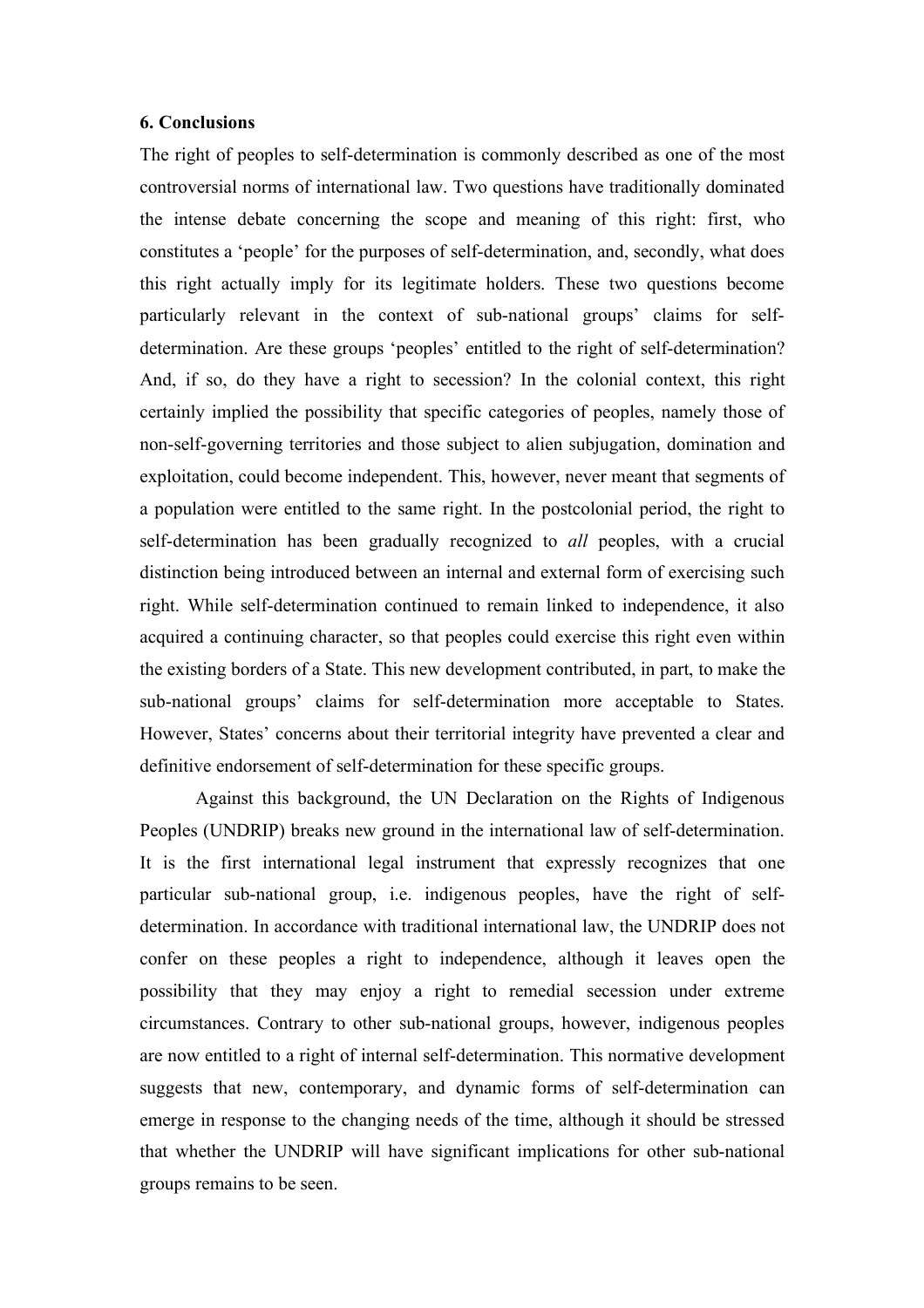## 6. Conclusions

The right of peoples to self-determination is commonly described as one of the most controversial norms of international law. Two questions have traditionally dominated the intense debate concerning the scope and meaning of this right: first, who constitutes a 'people' for the purposes of self-determination, and, secondly, what does this right actually imply for its legitimate holders. These two questions become particularly relevant in the context of sub-national groups' claims for self-determination. Are these groups 'peoples' entitled to the right of self-determination? And, if so, do they have a right to secession? In the colonial context, this right certainly implied the possibility that specific categories of peoples, namely those of non-self-governing territories and those subject to alien subjugation, domination and exploitation, could become independent. This, however, never meant that segments of a population were entitled to the same right. In the postcolonial period, the right to self-determination has been gradually recognized to *all* peoples, with a crucial distinction being introduced between an internal and external form of exercising such right. While self-determination continued to remain linked to independence, it also acquired a continuing character, so that peoples could exercise this right even within the existing borders of a State. This new development contributed, in part, to make the sub-national groups' claims for self-determination more acceptable to States. However, States' concerns about their territorial integrity have prevented a clear and definitive endorsement of self-determination for these specific groups.

Against this background, the UN Declaration on the Rights of Indigenous Peoples (UNDRIP) breaks new ground in the international law of self-determination. It is the first international legal instrument that expressly recognizes that one particular sub-national group, i.e. indigenous peoples, have the right of self-determination. In accordance with traditional international law, the UNDRIP does not confer on these peoples a right to independence, although it leaves open the possibility that they may enjoy a right to remedial secession under extreme circumstances. Contrary to other sub-national groups, however, indigenous peoples are now entitled to a right of internal self-determination. This normative development suggests that new, contemporary, and dynamic forms of self-determination can emerge in response to the changing needs of the time, although it should be stressed that whether the UNDRIP will have significant implications for other sub-national groups remains to be seen.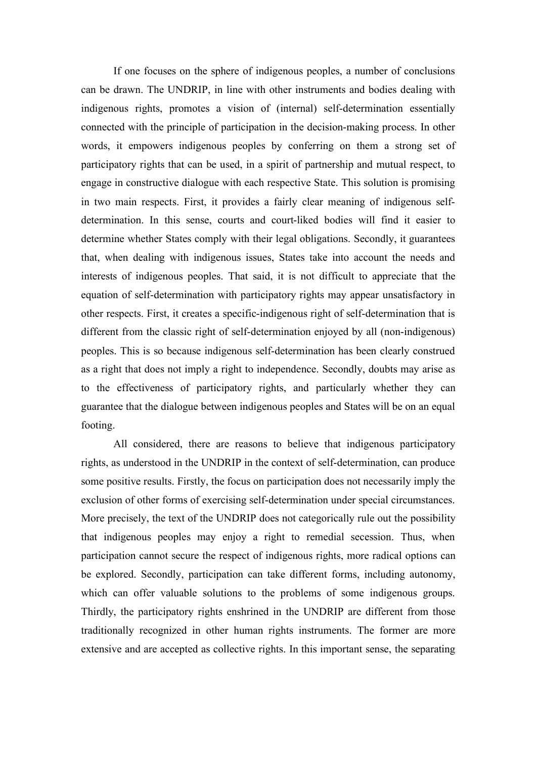If one focuses on the sphere of indigenous peoples, a number of conclusions can be drawn. The UNDRIP, in line with other instruments and bodies dealing with indigenous rights, promotes a vision of (internal) self-determination essentially connected with the principle of participation in the decision-making process. In other words, it empowers indigenous peoples by conferring on them a strong set of participatory rights that can be used, in a spirit of partnership and mutual respect, to engage in constructive dialogue with each respective State. This solution is promising in two main respects. First, it provides a fairly clear meaning of indigenous self-determination. In this sense, courts and court-liked bodies will find it easier to determine whether States comply with their legal obligations. Secondly, it guarantees that, when dealing with indigenous issues, States take into account the needs and interests of indigenous peoples. That said, it is not difficult to appreciate that the equation of self-determination with participatory rights may appear unsatisfactory in other respects. First, it creates a specific-indigenous right of self-determination that is different from the classic right of self-determination enjoyed by all (non-indigenous) peoples. This is so because indigenous self-determination has been clearly construed as a right that does not imply a right to independence. Secondly, doubts may arise as to the effectiveness of participatory rights, and particularly whether they can guarantee that the dialogue between indigenous peoples and States will be on an equal footing.

All considered, there are reasons to believe that indigenous participatory rights, as understood in the UNDRIP in the context of self-determination, can produce some positive results. Firstly, the focus on participation does not necessarily imply the exclusion of other forms of exercising self-determination under special circumstances. More precisely, the text of the UNDRIP does not categorically rule out the possibility that indigenous peoples may enjoy a right to remedial secession. Thus, when participation cannot secure the respect of indigenous rights, more radical options can be explored. Secondly, participation can take different forms, including autonomy, which can offer valuable solutions to the problems of some indigenous groups. Thirdly, the participatory rights enshrined in the UNDRIP are different from those traditionally recognized in other human rights instruments. The former are more extensive and are accepted as collective rights. In this important sense, the separating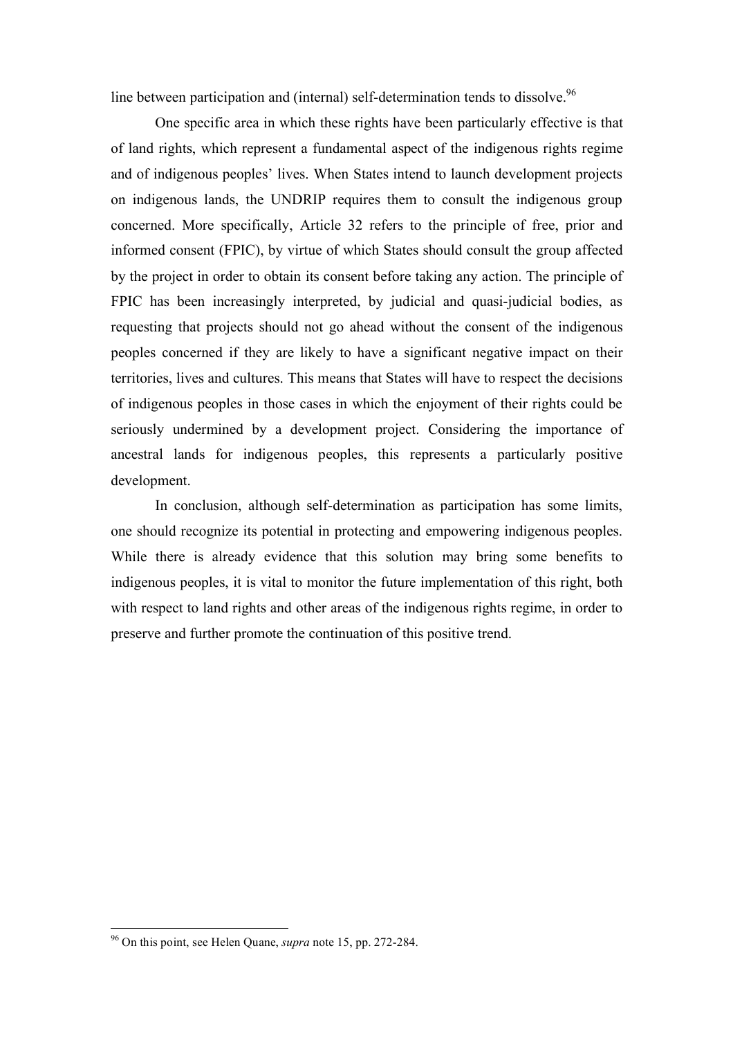line between participation and (internal) self-determination tends to dissolve.[96]

One specific area in which these rights have been particularly effective is that of land rights, which represent a fundamental aspect of the indigenous rights regime and of indigenous peoples' lives. When States intend to launch development projects on indigenous lands, the UNDRIP requires them to consult the indigenous group concerned. More specifically, Article 32 refers to the principle of free, prior and informed consent (FPIC), by virtue of which States should consult the group affected by the project in order to obtain its consent before taking any action. The principle of FPIC has been increasingly interpreted, by judicial and quasi-judicial bodies, as requesting that projects should not go ahead without the consent of the indigenous peoples concerned if they are likely to have a significant negative impact on their territories, lives and cultures. This means that States will have to respect the decisions of indigenous peoples in those cases in which the enjoyment of their rights could be seriously undermined by a development project. Considering the importance of ancestral lands for indigenous peoples, this represents a particularly positive development.

In conclusion, although self-determination as participation has some limits, one should recognize its potential in protecting and empowering indigenous peoples. While there is already evidence that this solution may bring some benefits to indigenous peoples, it is vital to monitor the future implementation of this right, both with respect to land rights and other areas of the indigenous rights regime, in order to preserve and further promote the continuation of this positive trend.

---

[96] On this point, see Helen Quane, *supra* note 15, pp. 272-284.